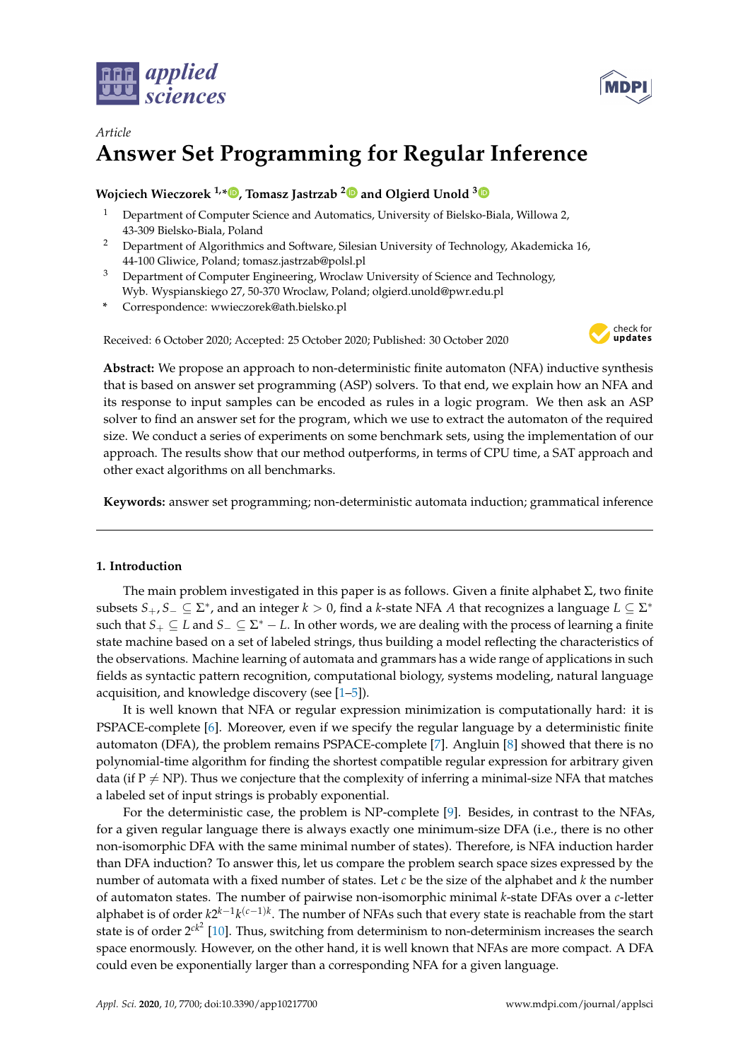*Article*

# Answer Set Programming for Regular Inference

**Wojciech Wieczorek [1,*], Tomasz Jastrzab [2] and Olgierd Unold [3]**

1 Department of Computer Science and Automatics, University of Bielsko-Biala, Willowa 2, 43-309 Bielsko-Biala, Poland
2 Department of Algorithmics and Software, Silesian University of Technology, Akademicka 16, 44-100 Gliwice, Poland; tomasz.jastrzab@polsl.pl
3 Department of Computer Engineering, Wroclaw University of Science and Technology, Wyb. Wyspianskiego 27, 50-370 Wroclaw, Poland; olgierd.unold@pwr.edu.pl
* Correspondence: wwieczorek@ath.bielsko.pl

Received: 6 October 2020; Accepted: 25 October 2020; Published: 30 October 2020

**Abstract:** We propose an approach to non-deterministic finite automaton (NFA) inductive synthesis that is based on answer set programming (ASP) solvers. To that end, we explain how an NFA and its response to input samples can be encoded as rules in a logic program. We then ask an ASP solver to find an answer set for the program, which we use to extract the automaton of the required size. We conduct a series of experiments on some benchmark sets, using the implementation of our approach. The results show that our method outperforms, in terms of CPU time, a SAT approach and other exact algorithms on all benchmarks.

**Keywords:** answer set programming; non-deterministic automata induction; grammatical inference

## 1. Introduction

The main problem investigated in this paper is as follows. Given a finite alphabet $\Sigma$, two finite subsets $S_+, S_- \subseteq \Sigma^*$, and an integer $k > 0$, find a $k$-state NFA $A$ that recognizes a language $L \subseteq \Sigma^*$ such that $S_+ \subseteq L$ and $S_- \subseteq \Sigma^* - L$. In other words, we are dealing with the process of learning a finite state machine based on a set of labeled strings, thus building a model reflecting the characteristics of the observations. Machine learning of automata and grammars has a wide range of applications in such fields as syntactic pattern recognition, computational biology, systems modeling, natural language acquisition, and knowledge discovery (see [1–5]).

It is well known that NFA or regular expression minimization is computationally hard: it is PSPACE-complete [6]. Moreover, even if we specify the regular language by a deterministic finite automaton (DFA), the problem remains PSPACE-complete [7]. Angluin [8] showed that there is no polynomial-time algorithm for finding the shortest compatible regular expression for arbitrary given data (if P $\neq$ NP). Thus we conjecture that the complexity of inferring a minimal-size NFA that matches a labeled set of input strings is probably exponential.

For the deterministic case, the problem is NP-complete [9]. Besides, in contrast to the NFAs, for a given regular language there is always exactly one minimum-size DFA (i.e., there is no other non-isomorphic DFA with the same minimal number of states). Therefore, is NFA induction harder than DFA induction? To answer this, let us compare the problem search space sizes expressed by the number of automata with a fixed number of states. Let $c$ be the size of the alphabet and $k$ the number of automaton states. The number of pairwise non-isomorphic minimal $k$-state DFAs over a $c$-letter alphabet is of order $k2^{k-1}k^{(c-1)k}$. The number of NFAs such that every state is reachable from the start state is of order $2^{ck^2}$ [10]. Thus, switching from determinism to non-determinism increases the search space enormously. However, on the other hand, it is well known that NFAs are more compact. A DFA could even be exponentially larger than a corresponding NFA for a given language.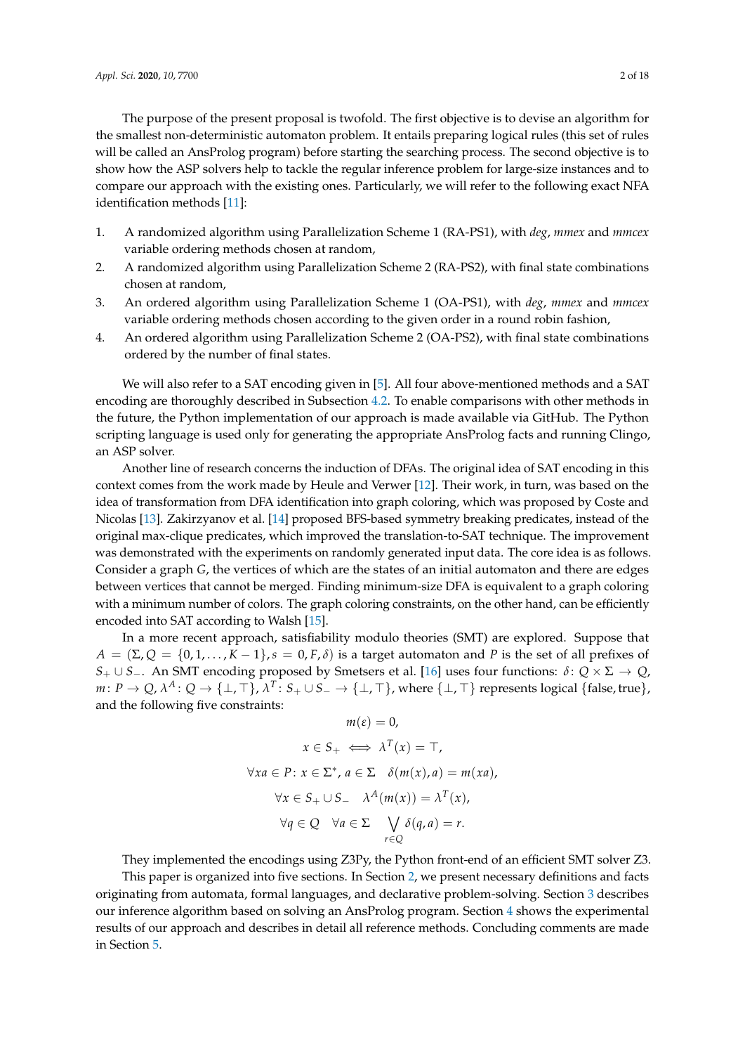The purpose of the present proposal is twofold. The first objective is to devise an algorithm for the smallest non-deterministic automaton problem. It entails preparing logical rules (this set of rules will be called an AnsProlog program) before starting the searching process. The second objective is to show how the ASP solvers help to tackle the regular inference problem for large-size instances and to compare our approach with the existing ones. Particularly, we will refer to the following exact NFA identification methods [11]:

1. A randomized algorithm using Parallelization Scheme 1 (RA-PS1), with *deg*, *mmex* and *mmcex* variable ordering methods chosen at random,
2. A randomized algorithm using Parallelization Scheme 2 (RA-PS2), with final state combinations chosen at random,
3. An ordered algorithm using Parallelization Scheme 1 (OA-PS1), with *deg*, *mmex* and *mmcex* variable ordering methods chosen according to the given order in a round robin fashion,
4. An ordered algorithm using Parallelization Scheme 2 (OA-PS2), with final state combinations ordered by the number of final states.

We will also refer to a SAT encoding given in [5]. All four above-mentioned methods and a SAT encoding are thoroughly described in Subsection 4.2. To enable comparisons with other methods in the future, the Python implementation of our approach is made available via GitHub. The Python scripting language is used only for generating the appropriate AnsProlog facts and running Clingo, an ASP solver.

Another line of research concerns the induction of DFAs. The original idea of SAT encoding in this context comes from the work made by Heule and Verwer [12]. Their work, in turn, was based on the idea of transformation from DFA identification into graph coloring, which was proposed by Coste and Nicolas [13]. Zakirzyanov et al. [14] proposed BFS-based symmetry breaking predicates, instead of the original max-clique predicates, which improved the translation-to-SAT technique. The improvement was demonstrated with the experiments on randomly generated input data. The core idea is as follows. Consider a graph $G$, the vertices of which are the states of an initial automaton and there are edges between vertices that cannot be merged. Finding minimum-size DFA is equivalent to a graph coloring with a minimum number of colors. The graph coloring constraints, on the other hand, can be efficiently encoded into SAT according to Walsh [15].

In a more recent approach, satisfiability modulo theories (SMT) are explored. Suppose that $A = (\Sigma, Q = \{0, 1, \ldots, K-1\}, s = 0, F, \delta)$ is a target automaton and $P$ is the set of all prefixes of $S_+ \cup S_-$. An SMT encoding proposed by Smetsers et al. [16] uses four functions: $\delta\colon Q \times \Sigma \to Q$, $m\colon P \to Q$, $\lambda^A\colon Q \to \{\bot, \top\}$, $\lambda^T\colon S_+ \cup S_- \to \{\bot, \top\}$, where $\{\bot, \top\}$ represents logical $\{\text{false}, \text{true}\}$, and the following five constraints:

$$m(\varepsilon) = 0,$$

$$x \in S_+ \iff \lambda^T(x) = \top,$$

$$\forall xa \in P\colon x \in \Sigma^*,\, a \in \Sigma \quad \delta(m(x), a) = m(xa),$$

$$\forall x \in S_+ \cup S_- \quad \lambda^A(m(x)) = \lambda^T(x),$$

$$\forall q \in Q \quad \forall a \in \Sigma \quad \bigvee_{r \in Q} \delta(q, a) = r.$$

They implemented the encodings using Z3Py, the Python front-end of an efficient SMT solver Z3.

This paper is organized into five sections. In Section 2, we present necessary definitions and facts originating from automata, formal languages, and declarative problem-solving. Section 3 describes our inference algorithm based on solving an AnsProlog program. Section 4 shows the experimental results of our approach and describes in detail all reference methods. Concluding comments are made in Section 5.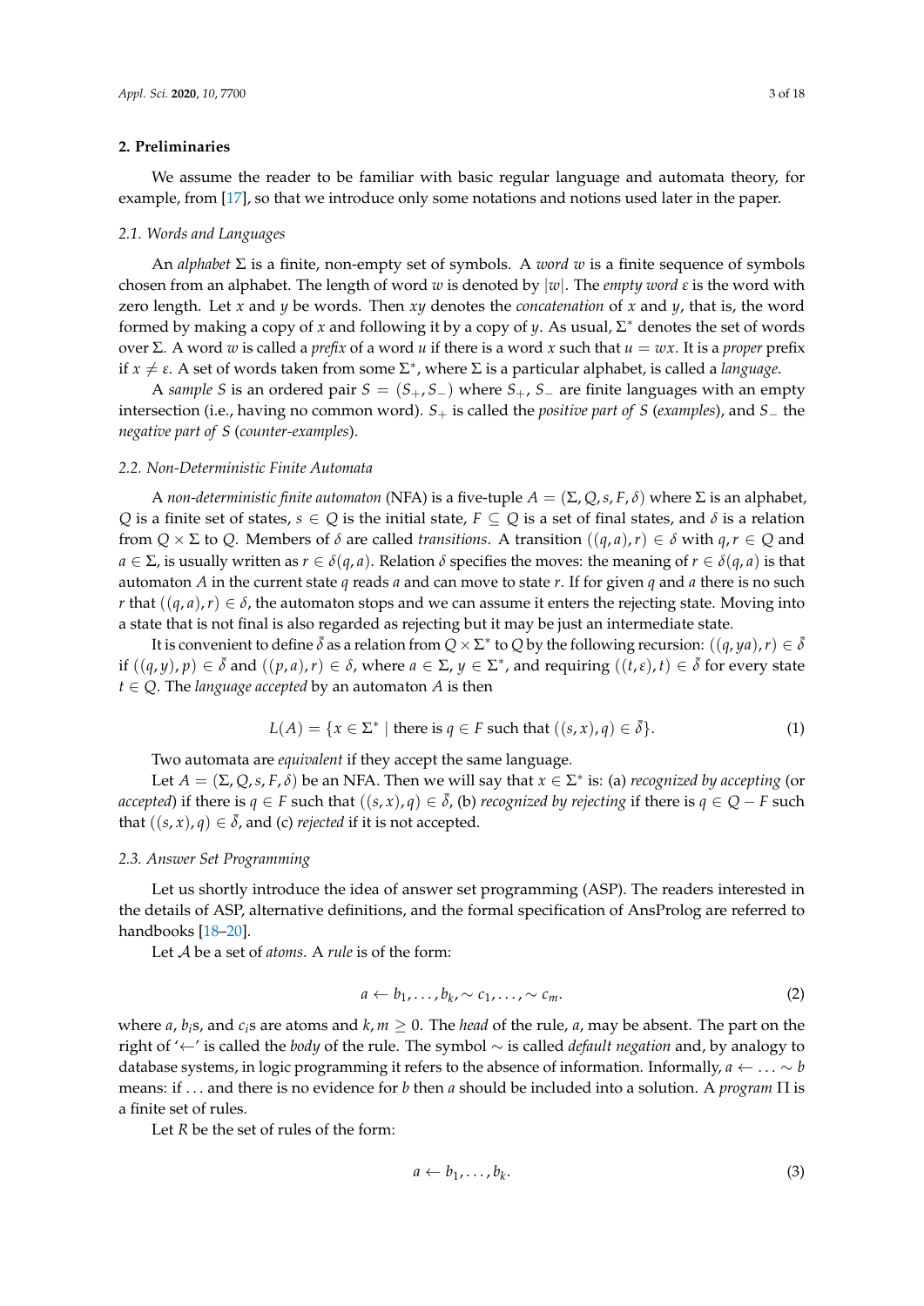## 2. Preliminaries

We assume the reader to be familiar with basic regular language and automata theory, for example, from [17], so that we introduce only some notations and notions used later in the paper.

### 2.1. Words and Languages

An *alphabet* $\Sigma$ is a finite, non-empty set of symbols. A *word* $w$ is a finite sequence of symbols chosen from an alphabet. The length of word $w$ is denoted by $|w|$. The *empty word* $\varepsilon$ is the word with zero length. Let $x$ and $y$ be words. Then $xy$ denotes the *concatenation* of $x$ and $y$, that is, the word formed by making a copy of $x$ and following it by a copy of $y$. As usual, $\Sigma^*$ denotes the set of words over $\Sigma$. A word $w$ is called a *prefix* of a word $u$ if there is a word $x$ such that $u = wx$. It is a *proper* prefix if $x \neq \varepsilon$. A set of words taken from some $\Sigma^*$, where $\Sigma$ is a particular alphabet, is called a *language*.

A *sample* $S$ is an ordered pair $S = (S_+, S_-)$ where $S_+$, $S_-$ are finite languages with an empty intersection (i.e., having no common word). $S_+$ is called the *positive part of S* (*examples*), and $S_-$ the *negative part of S* (*counter-examples*).

### 2.2. Non-Deterministic Finite Automata

A *non-deterministic finite automaton* (NFA) is a five-tuple $A = (\Sigma, Q, s, F, \delta)$ where $\Sigma$ is an alphabet, $Q$ is a finite set of states, $s \in Q$ is the initial state, $F \subseteq Q$ is a set of final states, and $\delta$ is a relation from $Q \times \Sigma$ to $Q$. Members of $\delta$ are called *transitions*. A transition $((q, a), r) \in \delta$ with $q, r \in Q$ and $a \in \Sigma$, is usually written as $r \in \delta(q, a)$. Relation $\delta$ specifies the moves: the meaning of $r \in \delta(q, a)$ is that automaton $A$ in the current state $q$ reads $a$ and can move to state $r$. If for given $q$ and $a$ there is no such $r$ that $((q, a), r) \in \delta$, the automaton stops and we can assume it enters the rejecting state. Moving into a state that is not final is also regarded as rejecting but it may be just an intermediate state.

It is convenient to define $\bar{\delta}$ as a relation from $Q \times \Sigma^*$ to $Q$ by the following recursion: $((q, ya), r) \in \bar{\delta}$ if $((q, y), p) \in \bar{\delta}$ and $((p, a), r) \in \delta$, where $a \in \Sigma$, $y \in \Sigma^*$, and requiring $((t, \varepsilon), t) \in \bar{\delta}$ for every state $t \in Q$. The *language accepted* by an automaton $A$ is then

$$L(A) = \{x \in \Sigma^* \mid \text{there is } q \in F \text{ such that } ((s, x), q) \in \bar{\delta}\}. \tag{1}$$

Two automata are *equivalent* if they accept the same language.

Let $A = (\Sigma, Q, s, F, \delta)$ be an NFA. Then we will say that $x \in \Sigma^*$ is: (a) *recognized by accepting* (or *accepted*) if there is $q \in F$ such that $((s, x), q) \in \bar{\delta}$, (b) *recognized by rejecting* if there is $q \in Q - F$ such that $((s, x), q) \in \bar{\delta}$, and (c) *rejected* if it is not accepted.

### 2.3. Answer Set Programming

Let us shortly introduce the idea of answer set programming (ASP). The readers interested in the details of ASP, alternative definitions, and the formal specification of AnsProlog are referred to handbooks [18–20].

Let $\mathcal{A}$ be a set of *atoms*. A *rule* is of the form:

$$a \leftarrow b_1, \ldots, b_k, \sim c_1, \ldots, \sim c_m. \tag{2}$$

where $a$, $b_i$s, and $c_i$s are atoms and $k, m \geq 0$. The *head* of the rule, $a$, may be absent. The part on the right of '$\leftarrow$' is called the *body* of the rule. The symbol $\sim$ is called *default negation* and, by analogy to database systems, in logic programming it refers to the absence of information. Informally, $a \leftarrow \ldots \sim b$ means: if ... and there is no evidence for $b$ then $a$ should be included into a solution. A *program* $\Pi$ is a finite set of rules.

Let $R$ be the set of rules of the form:

$$a \leftarrow b_1, \ldots, b_k. \tag{3}$$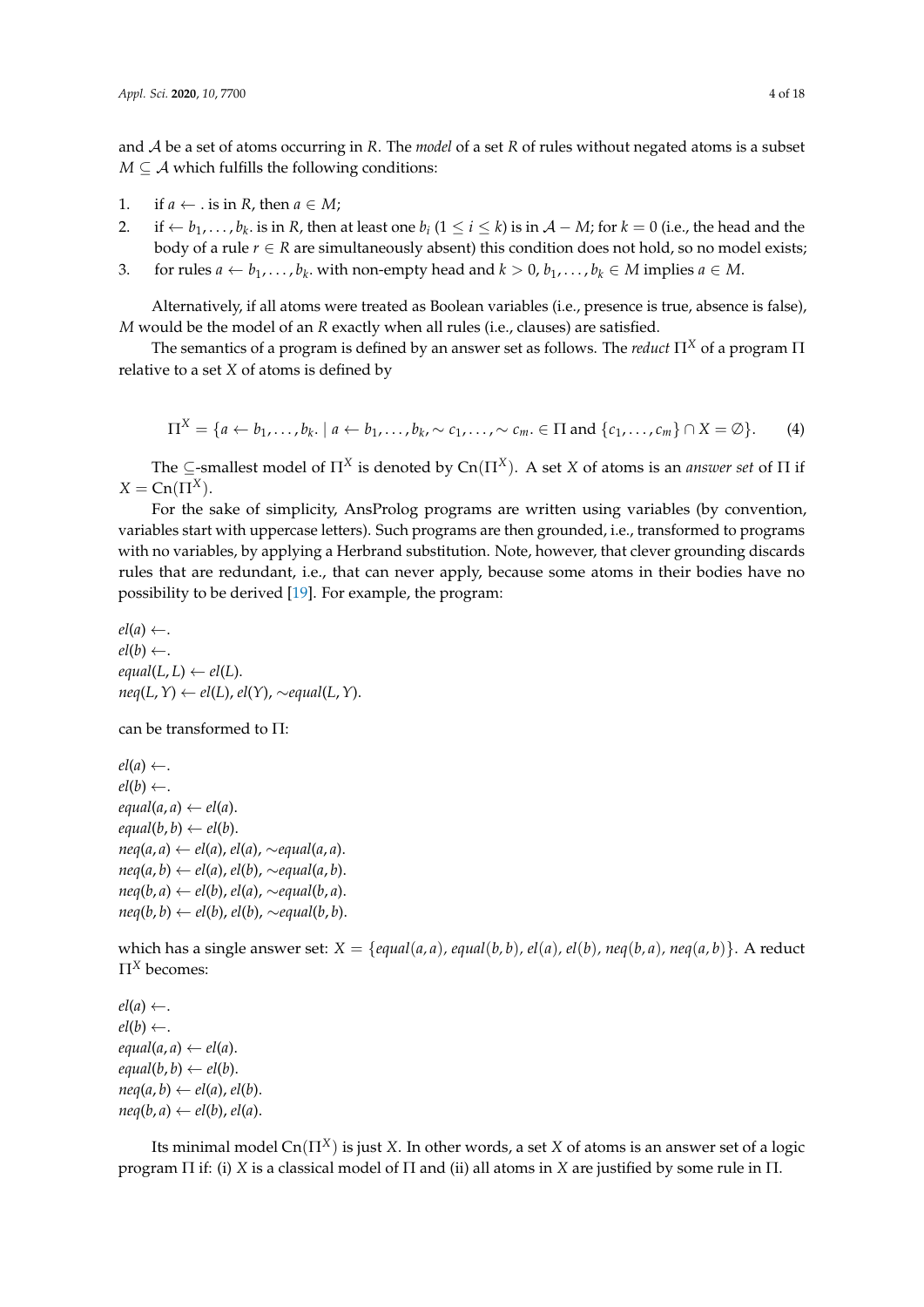and $\mathcal{A}$ be a set of atoms occurring in $R$. The *model* of a set $R$ of rules without negated atoms is a subset $M \subseteq \mathcal{A}$ which fulfills the following conditions:

1. if $a \leftarrow .$ is in $R$, then $a \in M$;
2. if $\leftarrow b_1, \ldots, b_k.$ is in $R$, then at least one $b_i$ ($1 \leq i \leq k$) is in $\mathcal{A} - M$; for $k = 0$ (i.e., the head and the body of a rule $r \in R$ are simultaneously absent) this condition does not hold, so no model exists;
3. for rules $a \leftarrow b_1, \ldots, b_k.$ with non-empty head and $k > 0$, $b_1, \ldots, b_k \in M$ implies $a \in M$.

Alternatively, if all atoms were treated as Boolean variables (i.e., presence is true, absence is false), $M$ would be the model of an $R$ exactly when all rules (i.e., clauses) are satisfied.

The semantics of a program is defined by an answer set as follows. The *reduct* $\Pi^X$ of a program $\Pi$ relative to a set $X$ of atoms is defined by

$$\Pi^X = \{a \leftarrow b_1, \ldots, b_k. \mid a \leftarrow b_1, \ldots, b_k, \sim c_1, \ldots, \sim c_m. \in \Pi \text{ and } \{c_1, \ldots, c_m\} \cap X = \emptyset\}. \quad (4)$$

The $\subseteq$-smallest model of $\Pi^X$ is denoted by $\mathrm{Cn}(\Pi^X)$. A set $X$ of atoms is an *answer set* of $\Pi$ if $X = \mathrm{Cn}(\Pi^X)$.

For the sake of simplicity, AnsProlog programs are written using variables (by convention, variables start with uppercase letters). Such programs are then grounded, i.e., transformed to programs with no variables, by applying a Herbrand substitution. Note, however, that clever grounding discards rules that are redundant, i.e., that can never apply, because some atoms in their bodies have no possibility to be derived [19]. For example, the program:

$el(a) \leftarrow .$
$el(b) \leftarrow .$
$equal(L, L) \leftarrow el(L).$
$neq(L, Y) \leftarrow el(L), el(Y), \sim equal(L, Y).$

can be transformed to $\Pi$:

$el(a) \leftarrow .$
$el(b) \leftarrow .$
$equal(a, a) \leftarrow el(a).$
$equal(b, b) \leftarrow el(b).$
$neq(a, a) \leftarrow el(a), el(a), \sim equal(a, a).$
$neq(a, b) \leftarrow el(a), el(b), \sim equal(a, b).$
$neq(b, a) \leftarrow el(b), el(a), \sim equal(b, a).$
$neq(b, b) \leftarrow el(b), el(b), \sim equal(b, b).$

which has a single answer set: $X = \{equal(a, a), equal(b, b), el(a), el(b), neq(b, a), neq(a, b)\}$. A reduct $\Pi^X$ becomes:

$el(a) \leftarrow .$
$el(b) \leftarrow .$
$equal(a, a) \leftarrow el(a).$
$equal(b, b) \leftarrow el(b).$
$neq(a, b) \leftarrow el(a), el(b).$
$neq(b, a) \leftarrow el(b), el(a).$

Its minimal model $\mathrm{Cn}(\Pi^X)$ is just $X$. In other words, a set $X$ of atoms is an answer set of a logic program $\Pi$ if: (i) $X$ is a classical model of $\Pi$ and (ii) all atoms in $X$ are justified by some rule in $\Pi$.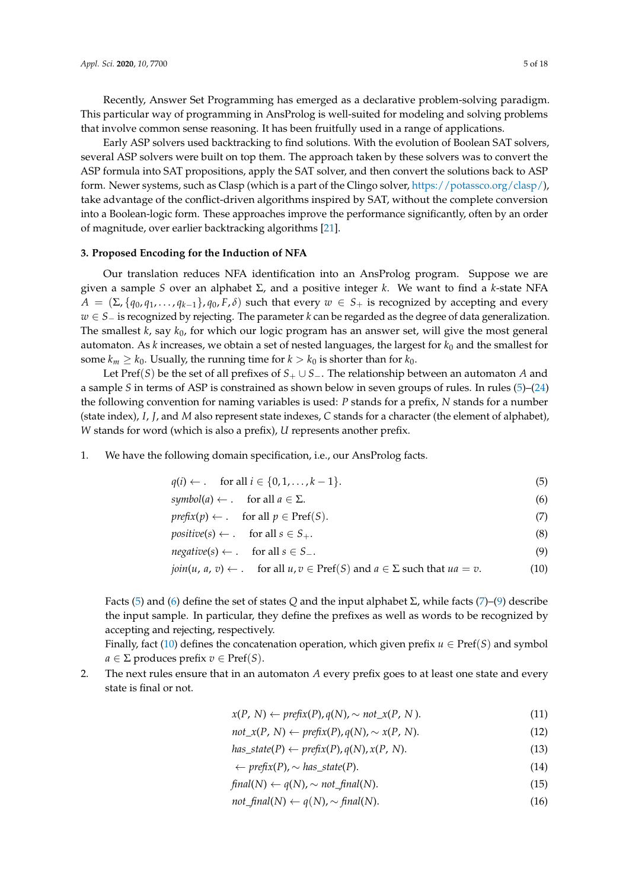Recently, Answer Set Programming has emerged as a declarative problem-solving paradigm. This particular way of programming in AnsProlog is well-suited for modeling and solving problems that involve common sense reasoning. It has been fruitfully used in a range of applications.

Early ASP solvers used backtracking to find solutions. With the evolution of Boolean SAT solvers, several ASP solvers were built on top them. The approach taken by these solvers was to convert the ASP formula into SAT propositions, apply the SAT solver, and then convert the solutions back to ASP form. Newer systems, such as Clasp (which is a part of the Clingo solver, https://potassco.org/clasp/), take advantage of the conflict-driven algorithms inspired by SAT, without the complete conversion into a Boolean-logic form. These approaches improve the performance significantly, often by an order of magnitude, over earlier backtracking algorithms [21].

### 3. Proposed Encoding for the Induction of NFA

Our translation reduces NFA identification into an AnsProlog program. Suppose we are given a sample $S$ over an alphabet $\Sigma$, and a positive integer $k$. We want to find a $k$-state NFA $A = (\Sigma, \{q_0, q_1, \ldots, q_{k-1}\}, q_0, F, \delta)$ such that every $w \in S_+$ is recognized by accepting and every $w \in S_-$ is recognized by rejecting. The parameter $k$ can be regarded as the degree of data generalization. The smallest $k$, say $k_0$, for which our logic program has an answer set, will give the most general automaton. As $k$ increases, we obtain a set of nested languages, the largest for $k_0$ and the smallest for some $k_m \geq k_0$. Usually, the running time for $k > k_0$ is shorter than for $k_0$.

Let $\mathrm{Pref}(S)$ be the set of all prefixes of $S_+ \cup S_-$. The relationship between an automaton $A$ and a sample $S$ in terms of ASP is constrained as shown below in seven groups of rules. In rules (5)–(24) the following convention for naming variables is used: $P$ stands for a prefix, $N$ stands for a number (state index), $I$, $J$, and $M$ also represent state indexes, $C$ stands for a character (the element of alphabet), $W$ stands for word (which is also a prefix), $U$ represents another prefix.

1. We have the following domain specification, i.e., our AnsProlog facts.

$$q(i) \leftarrow . \quad \text{for all } i \in \{0, 1, \ldots, k-1\}. \tag{5}$$

$$symbol(a) \leftarrow . \quad \text{for all } a \in \Sigma. \tag{6}$$

$$prefix(p) \leftarrow . \quad \text{for all } p \in \mathrm{Pref}(S). \tag{7}$$

$$positive(s) \leftarrow . \quad \text{for all } s \in S_+. \tag{8}$$

$$negative(s) \leftarrow . \quad \text{for all } s \in S_-. \tag{9}$$

$$join(u,\ a,\ v) \leftarrow . \quad \text{for all } u, v \in \mathrm{Pref}(S) \text{ and } a \in \Sigma \text{ such that } ua = v. \tag{10}$$

   Facts (5) and (6) define the set of states $Q$ and the input alphabet $\Sigma$, while facts (7)–(9) describe the input sample. In particular, they define the prefixes as well as words to be recognized by accepting and rejecting, respectively.

   Finally, fact (10) defines the concatenation operation, which given prefix $u \in \mathrm{Pref}(S)$ and symbol $a \in \Sigma$ produces prefix $v \in \mathrm{Pref}(S)$.

2. The next rules ensure that in an automaton $A$ every prefix goes to at least one state and every state is final or not.

$$x(P,\ N) \leftarrow prefix(P), q(N), \sim not\_x(P,\ N). \tag{11}$$

$$not\_x(P,\ N) \leftarrow prefix(P), q(N), \sim x(P,\ N). \tag{12}$$

$$has\_state(P) \leftarrow prefix(P), q(N), x(P,\ N). \tag{13}$$

$$\leftarrow prefix(P), \sim has\_state(P). \tag{14}$$

$$final(N) \leftarrow q(N), \sim not\_final(N). \tag{15}$$

$$not\_final(N) \leftarrow q(N), \sim final(N). \tag{16}$$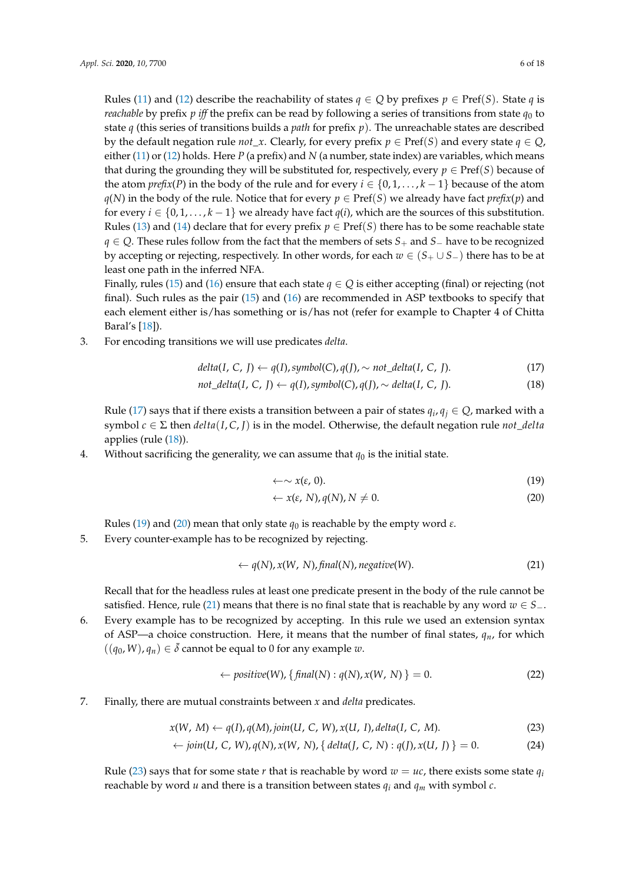Rules (11) and (12) describe the reachability of states $q \in Q$ by prefixes $p \in \text{Pref}(S)$. State $q$ is *reachable* by prefix $p$ *iff* the prefix can be read by following a series of transitions from state $q_0$ to state $q$ (this series of transitions builds a *path* for prefix $p$). The unreachable states are described by the default negation rule *not_x*. Clearly, for every prefix $p \in \text{Pref}(S)$ and every state $q \in Q$, either (11) or (12) holds. Here $P$ (a prefix) and $N$ (a number, state index) are variables, which means that during the grounding they will be substituted for, respectively, every $p \in \text{Pref}(S)$ because of the atom *prefix*($P$) in the body of the rule and for every $i \in \{0, 1, \ldots, k-1\}$ because of the atom $q(N)$ in the body of the rule. Notice that for every $p \in \text{Pref}(S)$ we already have fact *prefix*($p$) and for every $i \in \{0, 1, \ldots, k-1\}$ we already have fact $q(i)$, which are the sources of this substitution. Rules (13) and (14) declare that for every prefix $p \in \text{Pref}(S)$ there has to be some reachable state $q \in Q$. These rules follow from the fact that the members of sets $S_+$ and $S_-$ have to be recognized by accepting or rejecting, respectively. In other words, for each $w \in (S_+ \cup S_-)$ there has to be at least one path in the inferred NFA.

Finally, rules (15) and (16) ensure that each state $q \in Q$ is either accepting (final) or rejecting (not final). Such rules as the pair (15) and (16) are recommended in ASP textbooks to specify that each element either is/has something or is/has not (refer for example to Chapter 4 of Chitta Baral's [18]).

3. For encoding transitions we will use predicates *delta*.

$$delta(I,\ C,\ J) \leftarrow q(I), symbol(C), q(J), \sim not\_delta(I,\ C,\ J). \tag{17}$$

$$not\_delta(I,\ C,\ J) \leftarrow q(I), symbol(C), q(J), \sim delta(I,\ C,\ J). \tag{18}$$

Rule (17) says that if there exists a transition between a pair of states $q_i, q_j \in Q$, marked with a symbol $c \in \Sigma$ then $delta(I, C, J)$ is in the model. Otherwise, the default negation rule *not_delta* applies (rule (18)).

4. Without sacrificing the generality, we can assume that $q_0$ is the initial state.

$$\leftarrow \sim x(\varepsilon,\ 0). \tag{19}$$

$$\leftarrow x(\varepsilon,\ N), q(N), N \neq 0. \tag{20}$$

Rules (19) and (20) mean that only state $q_0$ is reachable by the empty word $\varepsilon$.

5. Every counter-example has to be recognized by rejecting.

$$\leftarrow q(N), x(W,\ N), final(N), negative(W). \tag{21}$$

Recall that for the headless rules at least one predicate present in the body of the rule cannot be satisfied. Hence, rule (21) means that there is no final state that is reachable by any word $w \in S_-$.

6. Every example has to be recognized by accepting. In this rule we used an extension syntax of ASP—a choice construction. Here, it means that the number of final states, $q_n$, for which $((q_0, W), q_n) \in \bar{\delta}$ cannot be equal to 0 for any example $w$.

$$\leftarrow positive(W), \{\, final(N) : q(N), x(W,\ N)\,\} = 0. \tag{22}$$

7. Finally, there are mutual constraints between $x$ and *delta* predicates.

$$x(W,\ M) \leftarrow q(I), q(M), join(U,\ C,\ W), x(U,\ I), delta(I,\ C,\ M). \tag{23}$$

$$\leftarrow join(U,\ C,\ W), q(N), x(W,\ N), \{\, delta(J,\ C,\ N) : q(J), x(U,\ J)\,\} = 0. \tag{24}$$

Rule (23) says that for some state $r$ that is reachable by word $w = uc$, there exists some state $q_i$ reachable by word $u$ and there is a transition between states $q_i$ and $q_m$ with symbol $c$.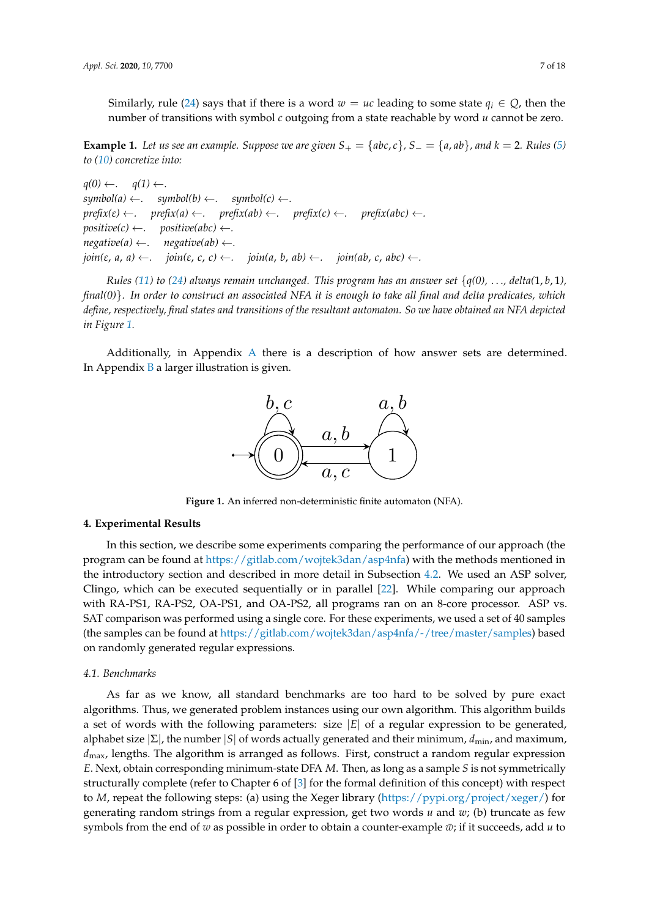Similarly, rule (24) says that if there is a word $w = uc$ leading to some state $q_i \in Q$, then the number of transitions with symbol $c$ outgoing from a state reachable by word $u$ cannot be zero.

**Example 1.** *Let us see an example. Suppose we are given $S_+ = \{abc, c\}$, $S_- = \{a, ab\}$, and $k = 2$. Rules (5) to (10) concretize into:*

*q(0) ←. q(1) ←.*
*symbol(a) ←. symbol(b) ←. symbol(c) ←.*
*prefix(ε) ←. prefix(a) ←. prefix(ab) ←. prefix(c) ←. prefix(abc) ←.*
*positive(c) ←. positive(abc) ←.*
*negative(a) ←. negative(ab) ←.*
*join(ε, a, a) ←. join(ε, c, c) ←. join(a, b, ab) ←. join(ab, c, abc) ←.*

*Rules (11) to (24) always remain unchanged. This program has an answer set {q(0), ..., delta(1, b, 1), final(0)}. In order to construct an associated NFA it is enough to take all final and delta predicates, which define, respectively, final states and transitions of the resultant automaton. So we have obtained an NFA depicted in Figure 1.*

Additionally, in Appendix A there is a description of how answer sets are determined. In Appendix B a larger illustration is given.

**Figure 1.** An inferred non-deterministic finite automaton (NFA).

## 4. Experimental Results

In this section, we describe some experiments comparing the performance of our approach (the program can be found at https://gitlab.com/wojtek3dan/asp4nfa) with the methods mentioned in the introductory section and described in more detail in Subsection 4.2. We used an ASP solver, Clingo, which can be executed sequentially or in parallel [22]. While comparing our approach with RA-PS1, RA-PS2, OA-PS1, and OA-PS2, all programs ran on an 8-core processor. ASP vs. SAT comparison was performed using a single core. For these experiments, we used a set of 40 samples (the samples can be found at https://gitlab.com/wojtek3dan/asp4nfa/-/tree/master/samples) based on randomly generated regular expressions.

### 4.1. Benchmarks

As far as we know, all standard benchmarks are too hard to be solved by pure exact algorithms. Thus, we generated problem instances using our own algorithm. This algorithm builds a set of words with the following parameters: size $|E|$ of a regular expression to be generated, alphabet size $|\Sigma|$, the number $|S|$ of words actually generated and their minimum, $d_{\min}$, and maximum, $d_{\max}$, lengths. The algorithm is arranged as follows. First, construct a random regular expression $E$. Next, obtain corresponding minimum-state DFA $M$. Then, as long as a sample $S$ is not symmetrically structurally complete (refer to Chapter 6 of [3] for the formal definition of this concept) with respect to $M$, repeat the following steps: (a) using the Xeger library (https://pypi.org/project/xeger/) for generating random strings from a regular expression, get two words $u$ and $w$; (b) truncate as few symbols from the end of $w$ as possible in order to obtain a counter-example $\bar{w}$; if it succeeds, add $u$ to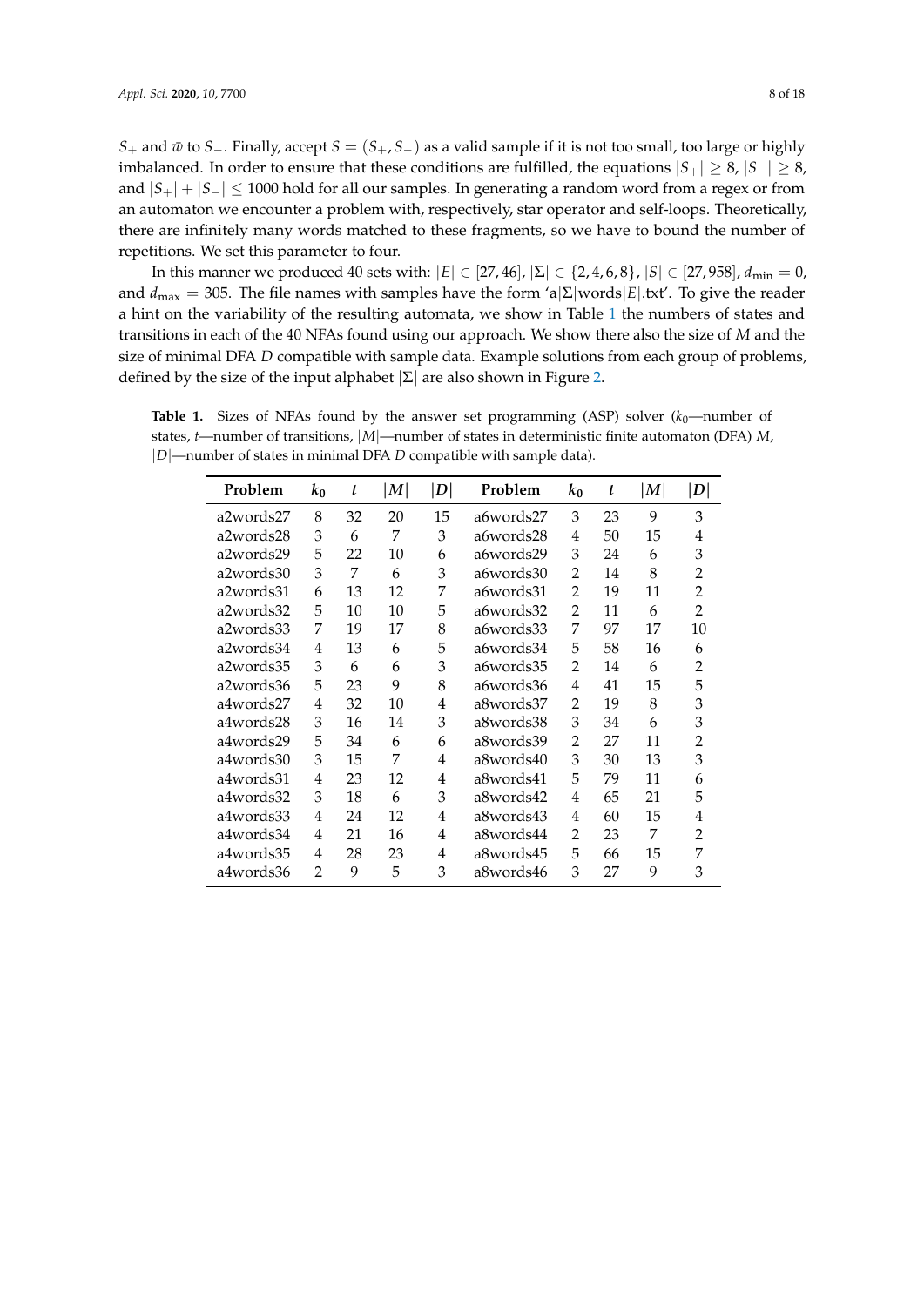$S_+$ and $\bar{w}$ to $S_-$. Finally, accept $S = (S_+, S_-)$ as a valid sample if it is not too small, too large or highly imbalanced. In order to ensure that these conditions are fulfilled, the equations $|S_+| \geq 8$, $|S_-| \geq 8$, and $|S_+| + |S_-| \leq 1000$ hold for all our samples. In generating a random word from a regex or from an automaton we encounter a problem with, respectively, star operator and self-loops. Theoretically, there are infinitely many words matched to these fragments, so we have to bound the number of repetitions. We set this parameter to four.

In this manner we produced 40 sets with: $|E| \in [27, 46]$, $|\Sigma| \in \{2, 4, 6, 8\}$, $|S| \in [27, 958]$, $d_{\min} = 0$, and $d_{\max} = 305$. The file names with samples have the form 'a$|\Sigma|$words$|E|$.txt'. To give the reader a hint on the variability of the resulting automata, we show in Table 1 the numbers of states and transitions in each of the 40 NFAs found using our approach. We show there also the size of $M$ and the size of minimal DFA $D$ compatible with sample data. Example solutions from each group of problems, defined by the size of the input alphabet $|\Sigma|$ are also shown in Figure 2.

**Table 1.** Sizes of NFAs found by the answer set programming (ASP) solver ($k_0$—number of states, $t$—number of transitions, $|M|$—number of states in deterministic finite automaton (DFA) $M$, $|D|$—number of states in minimal DFA $D$ compatible with sample data).

| Problem | $k_0$ | $t$ | $\|M\|$ | $\|D\|$ | Problem | $k_0$ | $t$ | $\|M\|$ | $\|D\|$ |
|---|---|---|---|---|---|---|---|---|---|
| a2words27 | 8 | 32 | 20 | 15 | a6words27 | 3 | 23 | 9 | 3 |
| a2words28 | 3 | 6 | 7 | 3 | a6words28 | 4 | 50 | 15 | 4 |
| a2words29 | 5 | 22 | 10 | 6 | a6words29 | 3 | 24 | 6 | 3 |
| a2words30 | 3 | 7 | 6 | 3 | a6words30 | 2 | 14 | 8 | 2 |
| a2words31 | 6 | 13 | 12 | 7 | a6words31 | 2 | 19 | 11 | 2 |
| a2words32 | 5 | 10 | 10 | 5 | a6words32 | 2 | 11 | 6 | 2 |
| a2words33 | 7 | 19 | 17 | 8 | a6words33 | 7 | 97 | 17 | 10 |
| a2words34 | 4 | 13 | 6 | 5 | a6words34 | 5 | 58 | 16 | 6 |
| a2words35 | 3 | 6 | 6 | 3 | a6words35 | 2 | 14 | 6 | 2 |
| a2words36 | 5 | 23 | 9 | 8 | a6words36 | 4 | 41 | 15 | 5 |
| a4words27 | 4 | 32 | 10 | 4 | a8words37 | 2 | 19 | 8 | 3 |
| a4words28 | 3 | 16 | 14 | 3 | a8words38 | 3 | 34 | 6 | 3 |
| a4words29 | 5 | 34 | 6 | 6 | a8words39 | 2 | 27 | 11 | 2 |
| a4words30 | 3 | 15 | 7 | 4 | a8words40 | 3 | 30 | 13 | 3 |
| a4words31 | 4 | 23 | 12 | 4 | a8words41 | 5 | 79 | 11 | 6 |
| a4words32 | 3 | 18 | 6 | 3 | a8words42 | 4 | 65 | 21 | 5 |
| a4words33 | 4 | 24 | 12 | 4 | a8words43 | 4 | 60 | 15 | 4 |
| a4words34 | 4 | 21 | 16 | 4 | a8words44 | 2 | 23 | 7 | 2 |
| a4words35 | 4 | 28 | 23 | 4 | a8words45 | 5 | 66 | 15 | 7 |
| a4words36 | 2 | 9 | 5 | 3 | a8words46 | 3 | 27 | 9 | 3 |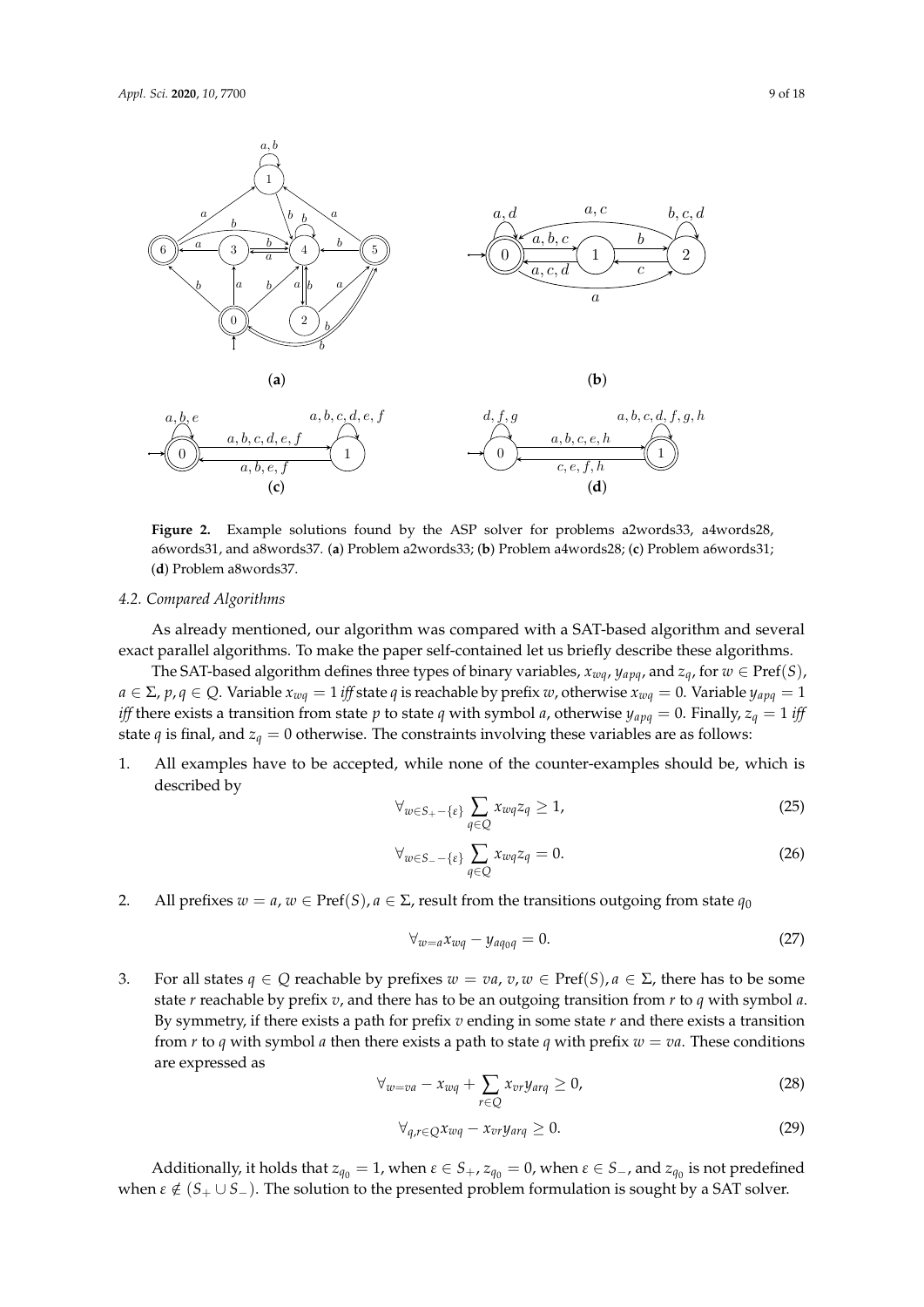**Figure 2.** Example solutions found by the ASP solver for problems a2words33, a4words28, a6words31, and a8words37. (**a**) Problem a2words33; (**b**) Problem a4words28; (**c**) Problem a6words31; (**d**) Problem a8words37.

### 4.2. Compared Algorithms

As already mentioned, our algorithm was compared with a SAT-based algorithm and several exact parallel algorithms. To make the paper self-contained let us briefly describe these algorithms.

The SAT-based algorithm defines three types of binary variables, $x_{wq}$, $y_{apq}$, and $z_q$, for $w \in \text{Pref}(S)$, $a \in \Sigma$, $p, q \in Q$. Variable $x_{wq} = 1$ *iff* state $q$ is reachable by prefix $w$, otherwise $x_{wq} = 0$. Variable $y_{apq} = 1$ *iff* there exists a transition from state $p$ to state $q$ with symbol $a$, otherwise $y_{apq} = 0$. Finally, $z_q = 1$ *iff* state $q$ is final, and $z_q = 0$ otherwise. The constraints involving these variables are as follows:

1. All examples have to be accepted, while none of the counter-examples should be, which is described by

$$\forall_{w \in S_+ - \{\varepsilon\}} \sum_{q \in Q} x_{wq} z_q \geq 1, \tag{25}$$

$$\forall_{w \in S_- - \{\varepsilon\}} \sum_{q \in Q} x_{wq} z_q = 0. \tag{26}$$

2. All prefixes $w = a$, $w \in \text{Pref}(S)$, $a \in \Sigma$, result from the transitions outgoing from state $q_0$

$$\forall_{w=a} x_{wq} - y_{aq_0q} = 0. \tag{27}$$

3. For all states $q \in Q$ reachable by prefixes $w = va$, $v, w \in \text{Pref}(S)$, $a \in \Sigma$, there has to be some state $r$ reachable by prefix $v$, and there has to be an outgoing transition from $r$ to $q$ with symbol $a$. By symmetry, if there exists a path for prefix $v$ ending in some state $r$ and there exists a transition from $r$ to $q$ with symbol $a$ then there exists a path to state $q$ with prefix $w = va$. These conditions are expressed as

$$\forall_{w=va} - x_{wq} + \sum_{r \in Q} x_{vr} y_{arq} \geq 0, \tag{28}$$

$$\forall_{q,r \in Q} x_{wq} - x_{vr} y_{arq} \geq 0. \tag{29}$$

Additionally, it holds that $z_{q_0} = 1$, when $\varepsilon \in S_+$, $z_{q_0} = 0$, when $\varepsilon \in S_-$, and $z_{q_0}$ is not predefined when $\varepsilon \notin (S_+ \cup S_-)$. The solution to the presented problem formulation is sought by a SAT solver.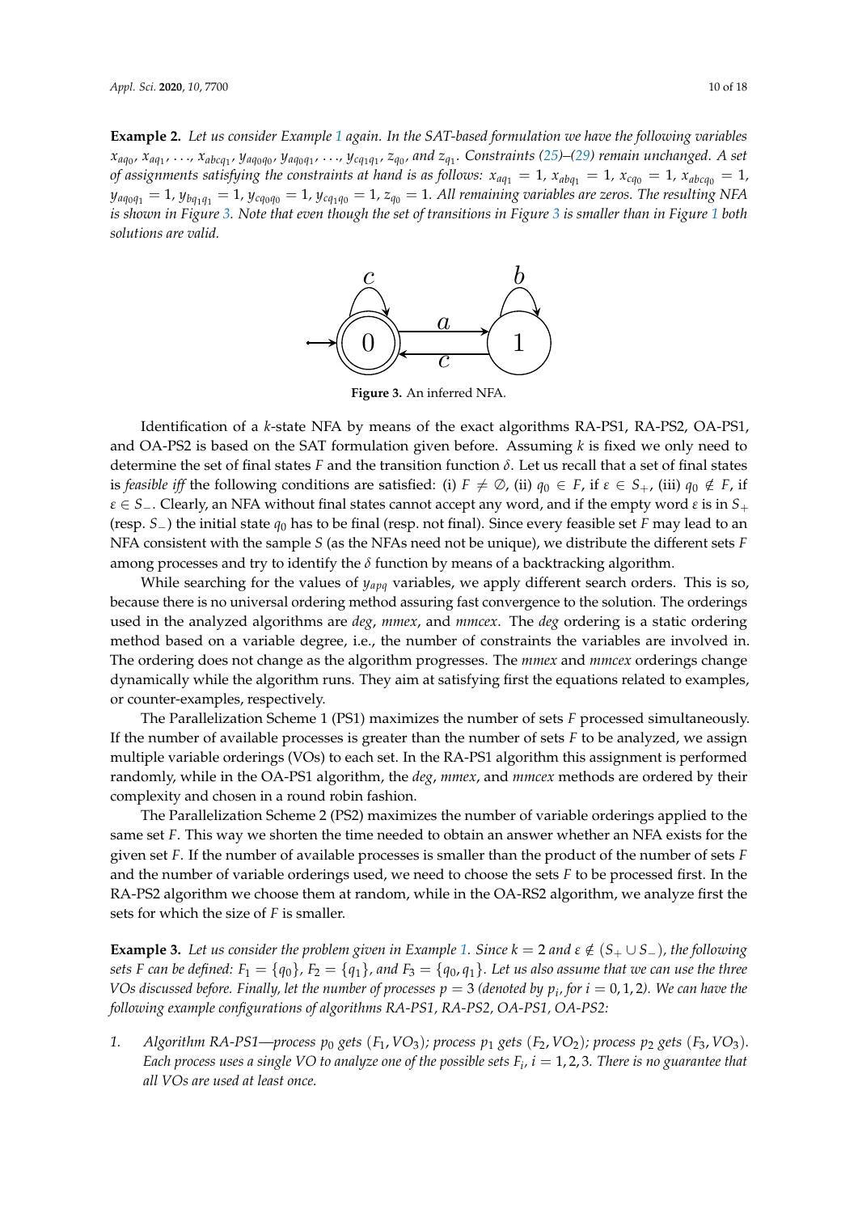**Example 2.** *Let us consider Example 1 again. In the SAT-based formulation we have the following variables $x_{aq_0}$, $x_{aq_1}$, ..., $x_{abcq_1}$, $y_{aq_0q_0}$, $y_{aq_0q_1}$, ..., $y_{cq_1q_1}$, $z_{q_0}$, and $z_{q_1}$. Constraints (25)–(29) remain unchanged. A set of assignments satisfying the constraints at hand is as follows: $x_{aq_1} = 1$, $x_{abq_1} = 1$, $x_{cq_0} = 1$, $x_{abcq_0} = 1$, $y_{aq_0q_1} = 1$, $y_{bq_1q_1} = 1$, $y_{cq_0q_0} = 1$, $y_{cq_1q_0} = 1$, $z_{q_0} = 1$. All remaining variables are zeros. The resulting NFA is shown in Figure 3. Note that even though the set of transitions in Figure 3 is smaller than in Figure 1 both solutions are valid.*

**Figure 3.** An inferred NFA.

Identification of a $k$-state NFA by means of the exact algorithms RA-PS1, RA-PS2, OA-PS1, and OA-PS2 is based on the SAT formulation given before. Assuming $k$ is fixed we only need to determine the set of final states $F$ and the transition function $\delta$. Let us recall that a set of final states is *feasible iff* the following conditions are satisfied: (i) $F \neq \emptyset$, (ii) $q_0 \in F$, if $\varepsilon \in S_+$, (iii) $q_0 \notin F$, if $\varepsilon \in S_-$. Clearly, an NFA without final states cannot accept any word, and if the empty word $\varepsilon$ is in $S_+$ (resp. $S_-$) the initial state $q_0$ has to be final (resp. not final). Since every feasible set $F$ may lead to an NFA consistent with the sample $S$ (as the NFAs need not be unique), we distribute the different sets $F$ among processes and try to identify the $\delta$ function by means of a backtracking algorithm.

While searching for the values of $y_{apq}$ variables, we apply different search orders. This is so, because there is no universal ordering method assuring fast convergence to the solution. The orderings used in the analyzed algorithms are *deg*, *mmex*, and *mmcex*. The *deg* ordering is a static ordering method based on a variable degree, i.e., the number of constraints the variables are involved in. The ordering does not change as the algorithm progresses. The *mmex* and *mmcex* orderings change dynamically while the algorithm runs. They aim at satisfying first the equations related to examples, or counter-examples, respectively.

The Parallelization Scheme 1 (PS1) maximizes the number of sets $F$ processed simultaneously. If the number of available processes is greater than the number of sets $F$ to be analyzed, we assign multiple variable orderings (VOs) to each set. In the RA-PS1 algorithm this assignment is performed randomly, while in the OA-PS1 algorithm, the *deg*, *mmex*, and *mmcex* methods are ordered by their complexity and chosen in a round robin fashion.

The Parallelization Scheme 2 (PS2) maximizes the number of variable orderings applied to the same set $F$. This way we shorten the time needed to obtain an answer whether an NFA exists for the given set $F$. If the number of available processes is smaller than the product of the number of sets $F$ and the number of variable orderings used, we need to choose the sets $F$ to be processed first. In the RA-PS2 algorithm we choose them at random, while in the OA-RS2 algorithm, we analyze first the sets for which the size of $F$ is smaller.

**Example 3.** *Let us consider the problem given in Example 1. Since $k = 2$ and $\varepsilon \notin (S_+ \cup S_-)$, the following sets $F$ can be defined: $F_1 = \{q_0\}$, $F_2 = \{q_1\}$, and $F_3 = \{q_0, q_1\}$. Let us also assume that we can use the three VOs discussed before. Finally, let the number of processes $p = 3$ (denoted by $p_i$, for $i = 0, 1, 2$). We can have the following example configurations of algorithms RA-PS1, RA-PS2, OA-PS1, OA-PS2:*

1. *Algorithm RA-PS1—process $p_0$ gets $(F_1, VO_3)$; process $p_1$ gets $(F_2, VO_2)$; process $p_2$ gets $(F_3, VO_3)$. Each process uses a single VO to analyze one of the possible sets $F_i$, $i = 1, 2, 3$. There is no guarantee that all VOs are used at least once.*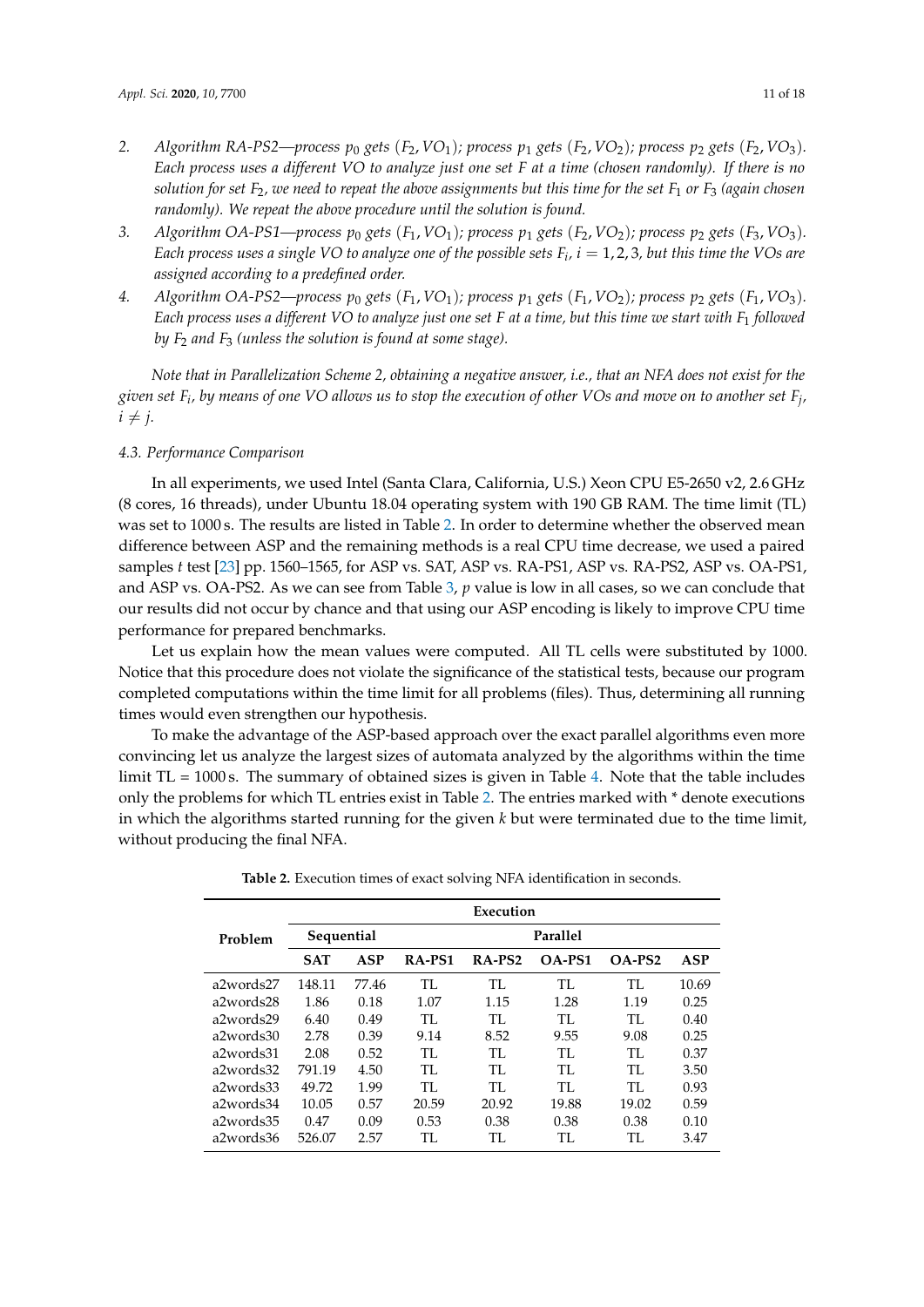2. *Algorithm RA-PS2—process $p_0$ gets $(F_2, VO_1)$; process $p_1$ gets $(F_2, VO_2)$; process $p_2$ gets $(F_2, VO_3)$. Each process uses a different VO to analyze just one set F at a time (chosen randomly). If there is no solution for set $F_2$, we need to repeat the above assignments but this time for the set $F_1$ or $F_3$ (again chosen randomly). We repeat the above procedure until the solution is found.*
3. *Algorithm OA-PS1—process $p_0$ gets $(F_1, VO_1)$; process $p_1$ gets $(F_2, VO_2)$; process $p_2$ gets $(F_3, VO_3)$. Each process uses a single VO to analyze one of the possible sets $F_i$, $i = 1, 2, 3$, but this time the VOs are assigned according to a predefined order.*
4. *Algorithm OA-PS2—process $p_0$ gets $(F_1, VO_1)$; process $p_1$ gets $(F_1, VO_2)$; process $p_2$ gets $(F_1, VO_3)$. Each process uses a different VO to analyze just one set F at a time, but this time we start with $F_1$ followed by $F_2$ and $F_3$ (unless the solution is found at some stage).*

*Note that in Parallelization Scheme 2, obtaining a negative answer, i.e., that an NFA does not exist for the given set $F_i$, by means of one VO allows us to stop the execution of other VOs and move on to another set $F_j$, $i \neq j$.*

### 4.3. Performance Comparison

In all experiments, we used Intel (Santa Clara, California, U.S.) Xeon CPU E5-2650 v2, 2.6 GHz (8 cores, 16 threads), under Ubuntu 18.04 operating system with 190 GB RAM. The time limit (TL) was set to 1000 s. The results are listed in Table 2. In order to determine whether the observed mean difference between ASP and the remaining methods is a real CPU time decrease, we used a paired samples *t* test [23] pp. 1560–1565, for ASP vs. SAT, ASP vs. RA-PS1, ASP vs. RA-PS2, ASP vs. OA-PS1, and ASP vs. OA-PS2. As we can see from Table 3, *p* value is low in all cases, so we can conclude that our results did not occur by chance and that using our ASP encoding is likely to improve CPU time performance for prepared benchmarks.

Let us explain how the mean values were computed. All TL cells were substituted by 1000. Notice that this procedure does not violate the significance of the statistical tests, because our program completed computations within the time limit for all problems (files). Thus, determining all running times would even strengthen our hypothesis.

To make the advantage of the ASP-based approach over the exact parallel algorithms even more convincing let us analyze the largest sizes of automata analyzed by the algorithms within the time limit TL = 1000 s. The summary of obtained sizes is given in Table 4. Note that the table includes only the problems for which TL entries exist in Table 2. The entries marked with * denote executions in which the algorithms started running for the given *k* but were terminated due to the time limit, without producing the final NFA.

**Table 2.** Execution times of exact solving NFA identification in seconds.

| Problem | Execution | | | | | | |
|---|---|---|---|---|---|---|---|
| | Sequential | | Parallel | | | | |
| | **SAT** | **ASP** | **RA-PS1** | **RA-PS2** | **OA-PS1** | **OA-PS2** | **ASP** |
| a2words27 | 148.11 | 77.46 | TL | TL | TL | TL | 10.69 |
| a2words28 | 1.86 | 0.18 | 1.07 | 1.15 | 1.28 | 1.19 | 0.25 |
| a2words29 | 6.40 | 0.49 | TL | TL | TL | TL | 0.40 |
| a2words30 | 2.78 | 0.39 | 9.14 | 8.52 | 9.55 | 9.08 | 0.25 |
| a2words31 | 2.08 | 0.52 | TL | TL | TL | TL | 0.37 |
| a2words32 | 791.19 | 4.50 | TL | TL | TL | TL | 3.50 |
| a2words33 | 49.72 | 1.99 | TL | TL | TL | TL | 0.93 |
| a2words34 | 10.05 | 0.57 | 20.59 | 20.92 | 19.88 | 19.02 | 0.59 |
| a2words35 | 0.47 | 0.09 | 0.53 | 0.38 | 0.38 | 0.38 | 0.10 |
| a2words36 | 526.07 | 2.57 | TL | TL | TL | TL | 3.47 |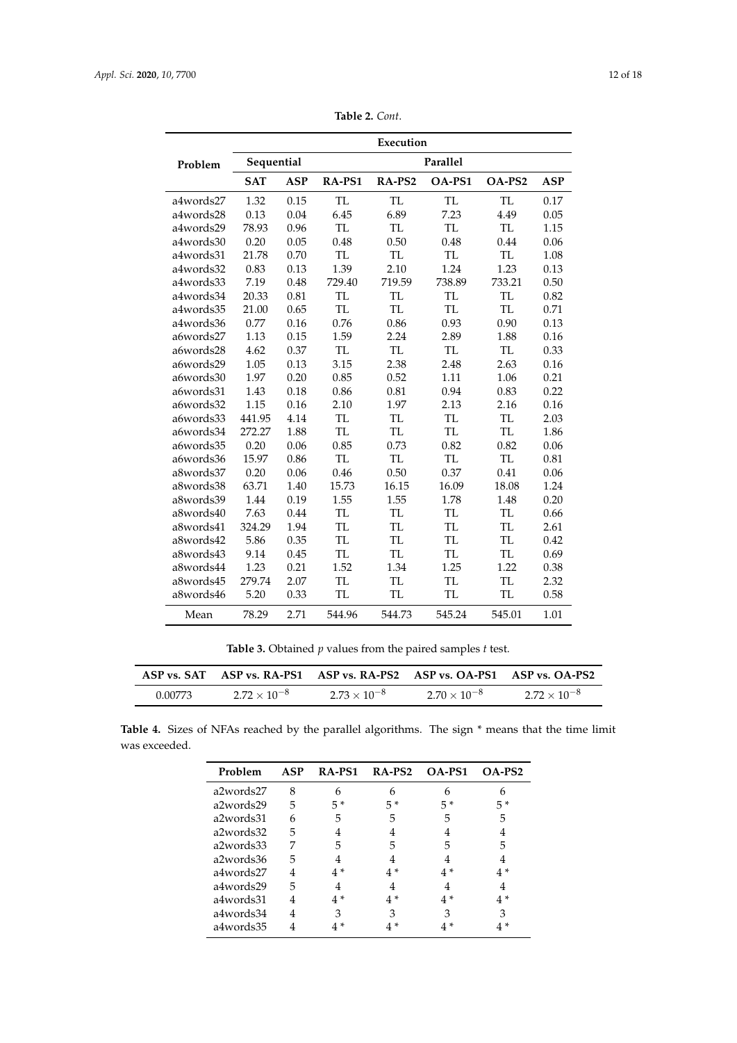**Table 2.** *Cont.*

| Problem | Execution | | | | | | |
|---|---|---|---|---|---|---|---|
| | Sequential | | Parallel | | | | |
| | SAT | ASP | RA-PS1 | RA-PS2 | OA-PS1 | OA-PS2 | ASP |
| a4words27 | 1.32 | 0.15 | TL | TL | TL | TL | 0.17 |
| a4words28 | 0.13 | 0.04 | 6.45 | 6.89 | 7.23 | 4.49 | 0.05 |
| a4words29 | 78.93 | 0.96 | TL | TL | TL | TL | 1.15 |
| a4words30 | 0.20 | 0.05 | 0.48 | 0.50 | 0.48 | 0.44 | 0.06 |
| a4words31 | 21.78 | 0.70 | TL | TL | TL | TL | 1.08 |
| a4words32 | 0.83 | 0.13 | 1.39 | 2.10 | 1.24 | 1.23 | 0.13 |
| a4words33 | 7.19 | 0.48 | 729.40 | 719.59 | 738.89 | 733.21 | 0.50 |
| a4words34 | 20.33 | 0.81 | TL | TL | TL | TL | 0.82 |
| a4words35 | 21.00 | 0.65 | TL | TL | TL | TL | 0.71 |
| a4words36 | 0.77 | 0.16 | 0.76 | 0.86 | 0.93 | 0.90 | 0.13 |
| a6words27 | 1.13 | 0.15 | 1.59 | 2.24 | 2.89 | 1.88 | 0.16 |
| a6words28 | 4.62 | 0.37 | TL | TL | TL | TL | 0.33 |
| a6words29 | 1.05 | 0.13 | 3.15 | 2.38 | 2.48 | 2.63 | 0.16 |
| a6words30 | 1.97 | 0.20 | 0.85 | 0.52 | 1.11 | 1.06 | 0.21 |
| a6words31 | 1.43 | 0.18 | 0.86 | 0.81 | 0.94 | 0.83 | 0.22 |
| a6words32 | 1.15 | 0.16 | 2.10 | 1.97 | 2.13 | 2.16 | 0.16 |
| a6words33 | 441.95 | 4.14 | TL | TL | TL | TL | 2.03 |
| a6words34 | 272.27 | 1.88 | TL | TL | TL | TL | 1.86 |
| a6words35 | 0.20 | 0.06 | 0.85 | 0.73 | 0.82 | 0.82 | 0.06 |
| a6words36 | 15.97 | 0.86 | TL | TL | TL | TL | 0.81 |
| a8words37 | 0.20 | 0.06 | 0.46 | 0.50 | 0.37 | 0.41 | 0.06 |
| a8words38 | 63.71 | 1.40 | 15.73 | 16.15 | 16.09 | 18.08 | 1.24 |
| a8words39 | 1.44 | 0.19 | 1.55 | 1.55 | 1.78 | 1.48 | 0.20 |
| a8words40 | 7.63 | 0.44 | TL | TL | TL | TL | 0.66 |
| a8words41 | 324.29 | 1.94 | TL | TL | TL | TL | 2.61 |
| a8words42 | 5.86 | 0.35 | TL | TL | TL | TL | 0.42 |
| a8words43 | 9.14 | 0.45 | TL | TL | TL | TL | 0.69 |
| a8words44 | 1.23 | 0.21 | 1.52 | 1.34 | 1.25 | 1.22 | 0.38 |
| a8words45 | 279.74 | 2.07 | TL | TL | TL | TL | 2.32 |
| a8words46 | 5.20 | 0.33 | TL | TL | TL | TL | 0.58 |
| Mean | 78.29 | 2.71 | 544.96 | 544.73 | 545.24 | 545.01 | 1.01 |

**Table 3.** Obtained $p$ values from the paired samples $t$ test.

| ASP vs. SAT | ASP vs. RA-PS1 | ASP vs. RA-PS2 | ASP vs. OA-PS1 | ASP vs. OA-PS2 |
|---|---|---|---|---|
| 0.00773 | $2.72 \times 10^{-8}$ | $2.73 \times 10^{-8}$ | $2.70 \times 10^{-8}$ | $2.72 \times 10^{-8}$ |

**Table 4.** Sizes of NFAs reached by the parallel algorithms. The sign * means that the time limit was exceeded.

| Problem | ASP | RA-PS1 | RA-PS2 | OA-PS1 | OA-PS2 |
|---|---|---|---|---|---|
| a2words27 | 8 | 6 | 6 | 6 | 6 |
| a2words29 | 5 | 5 * | 5 * | 5 * | 5 * |
| a2words31 | 6 | 5 | 5 | 5 | 5 |
| a2words32 | 5 | 4 | 4 | 4 | 4 |
| a2words33 | 7 | 5 | 5 | 5 | 5 |
| a2words36 | 5 | 4 | 4 | 4 | 4 |
| a4words27 | 4 | 4 * | 4 * | 4 * | 4 * |
| a4words29 | 5 | 4 | 4 | 4 | 4 |
| a4words31 | 4 | 4 * | 4 * | 4 * | 4 * |
| a4words34 | 4 | 3 | 3 | 3 | 3 |
| a4words35 | 4 | 4 * | 4 * | 4 * | 4 * |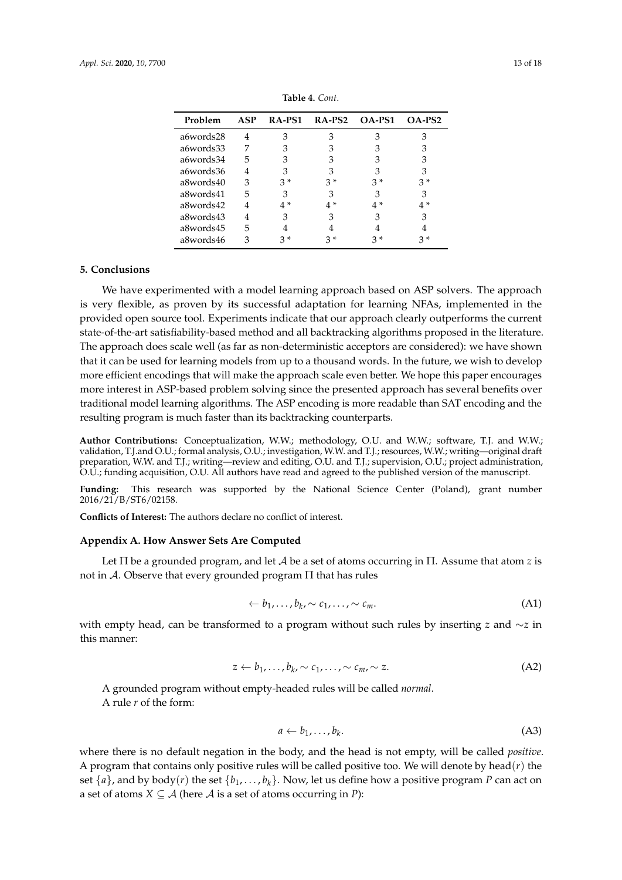**Table 4.** *Cont.*

| Problem | ASP | RA-PS1 | RA-PS2 | OA-PS1 | OA-PS2 |
|---|---|---|---|---|---|
| a6words28 | 4 | 3 | 3 | 3 | 3 |
| a6words33 | 7 | 3 | 3 | 3 | 3 |
| a6words34 | 5 | 3 | 3 | 3 | 3 |
| a6words36 | 4 | 3 | 3 | 3 | 3 |
| a8words40 | 3 | 3 * | 3 * | 3 * | 3 * |
| a8words41 | 5 | 3 | 3 | 3 | 3 |
| a8words42 | 4 | 4 * | 4 * | 4 * | 4 * |
| a8words43 | 4 | 3 | 3 | 3 | 3 |
| a8words45 | 5 | 4 | 4 | 4 | 4 |
| a8words46 | 3 | 3 * | 3 * | 3 * | 3 * |

## 5. Conclusions

We have experimented with a model learning approach based on ASP solvers. The approach is very flexible, as proven by its successful adaptation for learning NFAs, implemented in the provided open source tool. Experiments indicate that our approach clearly outperforms the current state-of-the-art satisfiability-based method and all backtracking algorithms proposed in the literature. The approach does scale well (as far as non-deterministic acceptors are considered): we have shown that it can be used for learning models from up to a thousand words. In the future, we wish to develop more efficient encodings that will make the approach scale even better. We hope this paper encourages more interest in ASP-based problem solving since the presented approach has several benefits over traditional model learning algorithms. The ASP encoding is more readable than SAT encoding and the resulting program is much faster than its backtracking counterparts.

**Author Contributions:** Conceptualization, W.W.; methodology, O.U. and W.W.; software, T.J. and W.W.; validation, T.J.and O.U.; formal analysis, O.U.; investigation, W.W. and T.J.; resources, W.W.; writing—original draft preparation, W.W. and T.J.; writing—review and editing, O.U. and T.J.; supervision, O.U.; project administration, O.U.; funding acquisition, O.U. All authors have read and agreed to the published version of the manuscript.

**Funding:** This research was supported by the National Science Center (Poland), grant number 2016/21/B/ST6/02158.

**Conflicts of Interest:** The authors declare no conflict of interest.

### Appendix A. How Answer Sets Are Computed

Let $\Pi$ be a grounded program, and let $\mathcal{A}$ be a set of atoms occurring in $\Pi$. Assume that atom $z$ is not in $\mathcal{A}$. Observe that every grounded program $\Pi$ that has rules

$$\leftarrow b_1, \ldots, b_k, \sim c_1, \ldots, \sim c_m. \tag{A1}$$

with empty head, can be transformed to a program without such rules by inserting $z$ and $\sim z$ in this manner:

$$z \leftarrow b_1, \ldots, b_k, \sim c_1, \ldots, \sim c_m, \sim z. \tag{A2}$$

A grounded program without empty-headed rules will be called *normal*.

A rule $r$ of the form:

$$a \leftarrow b_1, \ldots, b_k. \tag{A3}$$

where there is no default negation in the body, and the head is not empty, will be called *positive*. A program that contains only positive rules will be called positive too. We will denote by $\text{head}(r)$ the set $\{a\}$, and by $\text{body}(r)$ the set $\{b_1, \ldots, b_k\}$. Now, let us define how a positive program $P$ can act on a set of atoms $X \subseteq \mathcal{A}$ (here $\mathcal{A}$ is a set of atoms occurring in $P$):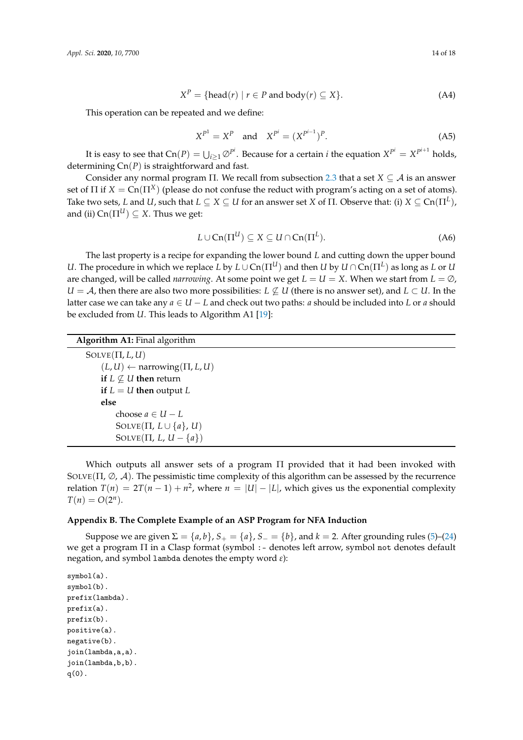$$X^P = \{\text{head}(r) \mid r \in P \text{ and } \text{body}(r) \subseteq X\}. \tag{A4}$$

This operation can be repeated and we define:

$$X^{P^1} = X^P \quad \text{and} \quad X^{P^i} = (X^{P^{i-1}})^P. \tag{A5}$$

It is easy to see that $\text{Cn}(P) = \bigcup_{i \geq 1} \varnothing^{P^i}$. Because for a certain $i$ the equation $X^{P^i} = X^{P^{i+1}}$ holds, determining $\text{Cn}(P)$ is straightforward and fast.

Consider any normal program $\Pi$. We recall from subsection 2.3 that a set $X \subseteq \mathcal{A}$ is an answer set of $\Pi$ if $X = \text{Cn}(\Pi^X)$ (please do not confuse the reduct with program's acting on a set of atoms). Take two sets, $L$ and $U$, such that $L \subseteq X \subseteq U$ for an answer set $X$ of $\Pi$. Observe that: (i) $X \subseteq \text{Cn}(\Pi^L)$, and (ii) $\text{Cn}(\Pi^U) \subseteq X$. Thus we get:

$$L \cup \text{Cn}(\Pi^U) \subseteq X \subseteq U \cap \text{Cn}(\Pi^L). \tag{A6}$$

The last property is a recipe for expanding the lower bound $L$ and cutting down the upper bound $U$. The procedure in which we replace $L$ by $L \cup \text{Cn}(\Pi^U)$ and then $U$ by $U \cap \text{Cn}(\Pi^L)$ as long as $L$ or $U$ are changed, will be called *narrowing*. At some point we get $L = U = X$. When we start from $L = \varnothing$, $U = \mathcal{A}$, then there are also two more possibilities: $L \not\subseteq U$ (there is no answer set), and $L \subset U$. In the latter case we can take any $a \in U - L$ and check out two paths: $a$ should be included into $L$ or $a$ should be excluded from $U$. This leads to Algorithm A1 [19]:

**Algorithm A1:** Final algorithm

```
SOLVE(Π, L, U)
    (L, U) ← narrowing(Π, L, U)
    if L ⊈ U then return
    if L = U then output L
    else
        choose a ∈ U − L
        SOLVE(Π, L ∪ {a}, U)
        SOLVE(Π, L, U − {a})
```

Which outputs all answer sets of a program $\Pi$ provided that it had been invoked with $\text{SOLVE}(\Pi, \varnothing, \mathcal{A})$. The pessimistic time complexity of this algorithm can be assessed by the recurrence relation $T(n) = 2T(n-1) + n^2$, where $n = |U| - |L|$, which gives us the exponential complexity $T(n) = O(2^n)$.

## Appendix B. The Complete Example of an ASP Program for NFA Induction

Suppose we are given $\Sigma = \{a, b\}$, $S_+ = \{a\}$, $S_- = \{b\}$, and $k = 2$. After grounding rules (5)–(24) we get a program $\Pi$ in a Clasp format (symbol `:-` denotes left arrow, symbol `not` denotes default negation, and symbol `lambda` denotes the empty word $\varepsilon$):

```
symbol(a).
symbol(b).
prefix(lambda).
prefix(a).
prefix(b).
positive(a).
negative(b).
join(lambda,a,a).
join(lambda,b,b).
q(0).
```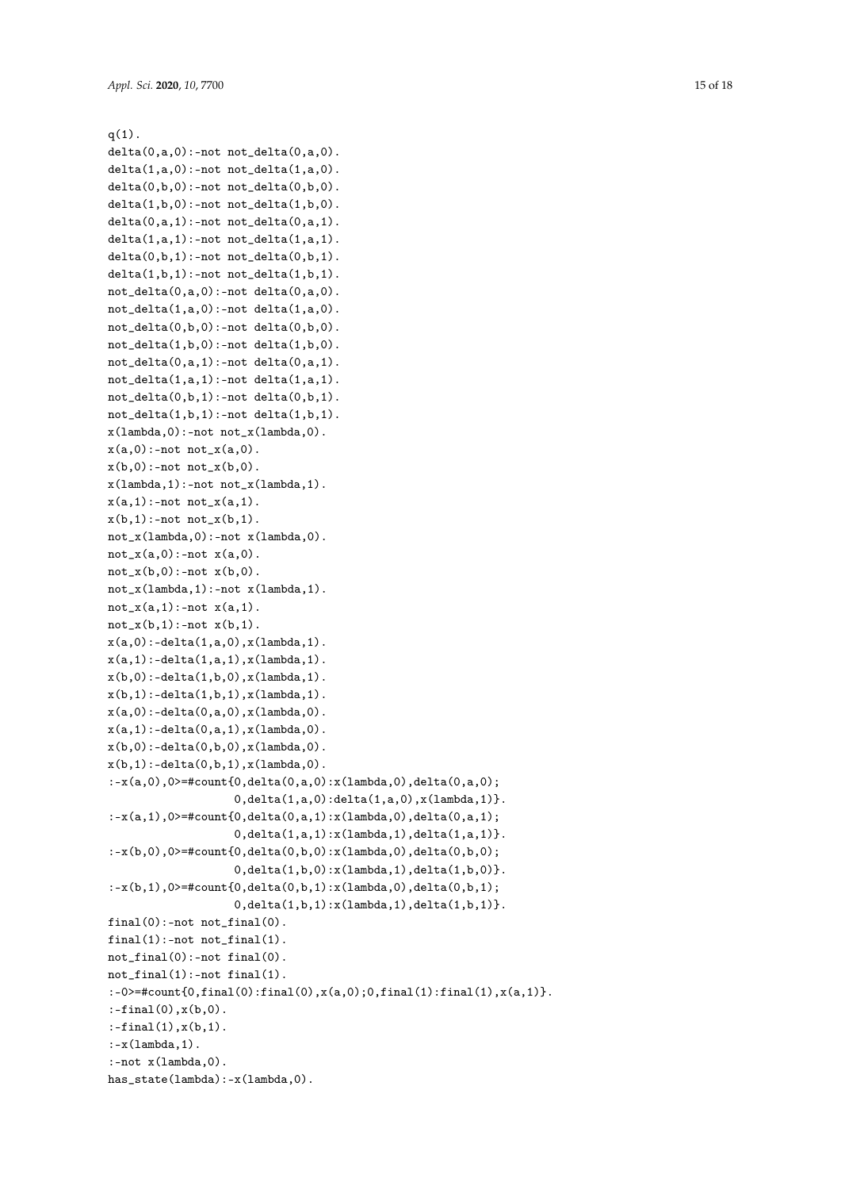```
q(1).
delta(0,a,0):-not not_delta(0,a,0).
delta(1,a,0):-not not_delta(1,a,0).
delta(0,b,0):-not not_delta(0,b,0).
delta(1,b,0):-not not_delta(1,b,0).
delta(0,a,1):-not not_delta(0,a,1).
delta(1,a,1):-not not_delta(1,a,1).
delta(0,b,1):-not not_delta(0,b,1).
delta(1,b,1):-not not_delta(1,b,1).
not_delta(0,a,0):-not delta(0,a,0).
not_delta(1,a,0):-not delta(1,a,0).
not_delta(0,b,0):-not delta(0,b,0).
not_delta(1,b,0):-not delta(1,b,0).
not_delta(0,a,1):-not delta(0,a,1).
not_delta(1,a,1):-not delta(1,a,1).
not_delta(0,b,1):-not delta(0,b,1).
not_delta(1,b,1):-not delta(1,b,1).
x(lambda,0):-not not_x(lambda,0).
x(a,0):-not not_x(a,0).
x(b,0):-not not_x(b,0).
x(lambda,1):-not not_x(lambda,1).
x(a,1):-not not_x(a,1).
x(b,1):-not not_x(b,1).
not_x(lambda,0):-not x(lambda,0).
not_x(a,0):-not x(a,0).
not_x(b,0):-not x(b,0).
not_x(lambda,1):-not x(lambda,1).
not_x(a,1):-not x(a,1).
not_x(b,1):-not x(b,1).
x(a,0):-delta(1,a,0),x(lambda,1).
x(a,1):-delta(1,a,1),x(lambda,1).
x(b,0):-delta(1,b,0),x(lambda,1).
x(b,1):-delta(1,b,1),x(lambda,1).
x(a,0):-delta(0,a,0),x(lambda,0).
x(a,1):-delta(0,a,1),x(lambda,0).
x(b,0):-delta(0,b,0),x(lambda,0).
x(b,1):-delta(0,b,1),x(lambda,0).
:-x(a,0),0>=#count{0,delta(0,a,0):x(lambda,0),delta(0,a,0);
                   0,delta(1,a,0):delta(1,a,0),x(lambda,1)}.
:-x(a,1),0>=#count{0,delta(0,a,1):x(lambda,0),delta(0,a,1);
                   0,delta(1,a,1):x(lambda,1),delta(1,a,1)}.
:-x(b,0),0>=#count{0,delta(0,b,0):x(lambda,0),delta(0,b,0);
                   0,delta(1,b,0):x(lambda,1),delta(1,b,0)}.
:-x(b,1),0>=#count{0,delta(0,b,1):x(lambda,0),delta(0,b,1);
                   0,delta(1,b,1):x(lambda,1),delta(1,b,1)}.
final(0):-not not_final(0).
final(1):-not not_final(1).
not_final(0):-not final(0).
not_final(1):-not final(1).
:-0>=#count{0,final(0):final(0),x(a,0);0,final(1):final(1),x(a,1)}.
:-final(0),x(b,0).
:-final(1),x(b,1).
:-x(lambda,1).
:-not x(lambda,0).
has_state(lambda):-x(lambda,0).
```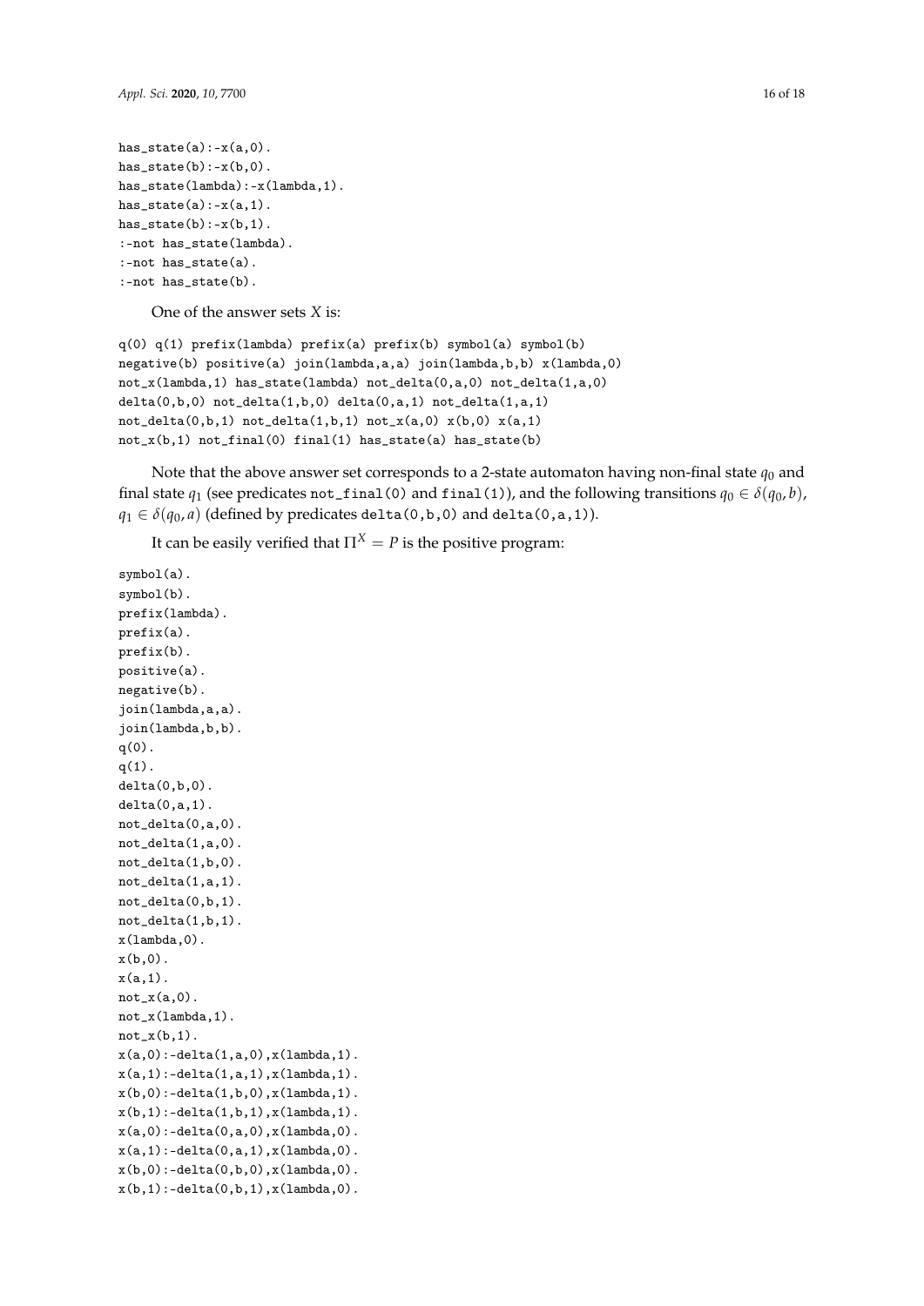```
has_state(a):-x(a,0).
has_state(b):-x(b,0).
has_state(lambda):-x(lambda,1).
has_state(a):-x(a,1).
has_state(b):-x(b,1).
:-not has_state(lambda).
:-not has_state(a).
:-not has_state(b).
```

One of the answer sets $X$ is:

```
q(0) q(1) prefix(lambda) prefix(a) prefix(b) symbol(a) symbol(b)
negative(b) positive(a) join(lambda,a,a) join(lambda,b,b) x(lambda,0)
not_x(lambda,1) has_state(lambda) not_delta(0,a,0) not_delta(1,a,0)
delta(0,b,0) not_delta(1,b,0) delta(0,a,1) not_delta(1,a,1)
not_delta(0,b,1) not_delta(1,b,1) not_x(a,0) x(b,0) x(a,1)
not_x(b,1) not_final(0) final(1) has_state(a) has_state(b)
```

Note that the above answer set corresponds to a 2-state automaton having non-final state $q_0$ and final state $q_1$ (see predicates `not_final(0)` and `final(1)`), and the following transitions $q_0 \in \delta(q_0, b)$, $q_1 \in \delta(q_0, a)$ (defined by predicates `delta(0,b,0)` and `delta(0,a,1)`).

It can be easily verified that $\Pi^X = P$ is the positive program:

```
symbol(a).
symbol(b).
prefix(lambda).
prefix(a).
prefix(b).
positive(a).
negative(b).
join(lambda,a,a).
join(lambda,b,b).
q(0).
q(1).
delta(0,b,0).
delta(0,a,1).
not_delta(0,a,0).
not_delta(1,a,0).
not_delta(1,b,0).
not_delta(1,a,1).
not_delta(0,b,1).
not_delta(1,b,1).
x(lambda,0).
x(b,0).
x(a,1).
not_x(a,0).
not_x(lambda,1).
not_x(b,1).
x(a,0):-delta(1,a,0),x(lambda,1).
x(a,1):-delta(1,a,1),x(lambda,1).
x(b,0):-delta(1,b,0),x(lambda,1).
x(b,1):-delta(1,b,1),x(lambda,1).
x(a,0):-delta(0,a,0),x(lambda,0).
x(a,1):-delta(0,a,1),x(lambda,0).
x(b,0):-delta(0,b,0),x(lambda,0).
x(b,1):-delta(0,b,1),x(lambda,0).
```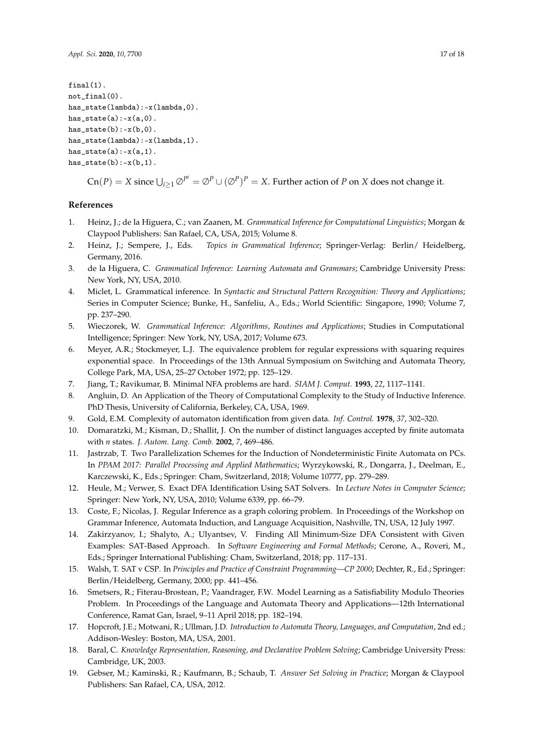```
final(1).
not_final(0).
has_state(lambda):-x(lambda,0).
has_state(a):-x(a,0).
has_state(b):-x(b,0).
has_state(lambda):-x(lambda,1).
has_state(a):-x(a,1).
has_state(b):-x(b,1).
```

$\text{Cn}(P) = X$ since $\bigcup_{i \geq 1} \emptyset^{P^i} = \emptyset^P \cup (\emptyset^P)^P = X$. Further action of $P$ on $X$ does not change it.

## References

1. Heinz, J.; de la Higuera, C.; van Zaanen, M. *Grammatical Inference for Computational Linguistics*; Morgan & Claypool Publishers: San Rafael, CA, USA, 2015; Volume 8.
2. Heinz, J.; Sempere, J., Eds. *Topics in Grammatical Inference*; Springer-Verlag: Berlin/ Heidelberg, Germany, 2016.
3. de la Higuera, C. *Grammatical Inference: Learning Automata and Grammars*; Cambridge University Press: New York, NY, USA, 2010.
4. Miclet, L. Grammatical inference. In *Syntactic and Structural Pattern Recognition: Theory and Applications*; Series in Computer Science; Bunke, H., Sanfeliu, A., Eds.; World Scientific: Singapore, 1990; Volume 7, pp. 237–290.
5. Wieczorek, W. *Grammatical Inference: Algorithms, Routines and Applications*; Studies in Computational Intelligence; Springer: New York, NY, USA, 2017; Volume 673.
6. Meyer, A.R.; Stockmeyer, L.J. The equivalence problem for regular expressions with squaring requires exponential space. In Proceedings of the 13th Annual Symposium on Switching and Automata Theory, College Park, MA, USA, 25–27 October 1972; pp. 125–129.
7. Jiang, T.; Ravikumar, B. Minimal NFA problems are hard. *SIAM J. Comput.* **1993**, *22*, 1117–1141.
8. Angluin, D. An Application of the Theory of Computational Complexity to the Study of Inductive Inference. PhD Thesis, University of California, Berkeley, CA, USA, 1969.
9. Gold, E.M. Complexity of automaton identification from given data. *Inf. Control.* **1978**, *37*, 302–320.
10. Domaratzki, M.; Kisman, D.; Shallit, J. On the number of distinct languages accepted by finite automata with *n* states. *J. Autom. Lang. Comb.* **2002**, *7*, 469–486.
11. Jastrzab, T. Two Parallelization Schemes for the Induction of Nondeterministic Finite Automata on PCs. In *PPAM 2017: Parallel Processing and Applied Mathematics*; Wyrzykowski, R., Dongarra, J., Deelman, E., Karczewski, K., Eds.; Springer: Cham, Switzerland, 2018; Volume 10777, pp. 279–289.
12. Heule, M.; Verwer, S. Exact DFA Identification Using SAT Solvers. In *Lecture Notes in Computer Science*; Springer: New York, NY, USA, 2010; Volume 6339, pp. 66–79.
13. Coste, F.; Nicolas, J. Regular Inference as a graph coloring problem. In Proceedings of the Workshop on Grammar Inference, Automata Induction, and Language Acquisition, Nashville, TN, USA, 12 July 1997.
14. Zakirzyanov, I.; Shalyto, A.; Ulyantsev, V. Finding All Minimum-Size DFA Consistent with Given Examples: SAT-Based Approach. In *Software Engineering and Formal Methods*; Cerone, A., Roveri, M., Eds.; Springer International Publishing: Cham, Switzerland, 2018; pp. 117–131.
15. Walsh, T. SAT v CSP. In *Principles and Practice of Constraint Programming—CP 2000*; Dechter, R., Ed.; Springer: Berlin/Heidelberg, Germany, 2000; pp. 441–456.
16. Smetsers, R.; Fiterau-Brostean, P.; Vaandrager, F.W. Model Learning as a Satisfiability Modulo Theories Problem. In Proceedings of the Language and Automata Theory and Applications—12th International Conference, Ramat Gan, Israel, 9–11 April 2018; pp. 182–194.
17. Hopcroft, J.E.; Motwani, R.; Ullman, J.D. *Introduction to Automata Theory, Languages, and Computation*, 2nd ed.; Addison-Wesley: Boston, MA, USA, 2001.
18. Baral, C. *Knowledge Representation, Reasoning, and Declarative Problem Solving*; Cambridge University Press: Cambridge, UK, 2003.
19. Gebser, M.; Kaminski, R.; Kaufmann, B.; Schaub, T. *Answer Set Solving in Practice*; Morgan & Claypool Publishers: San Rafael, CA, USA, 2012.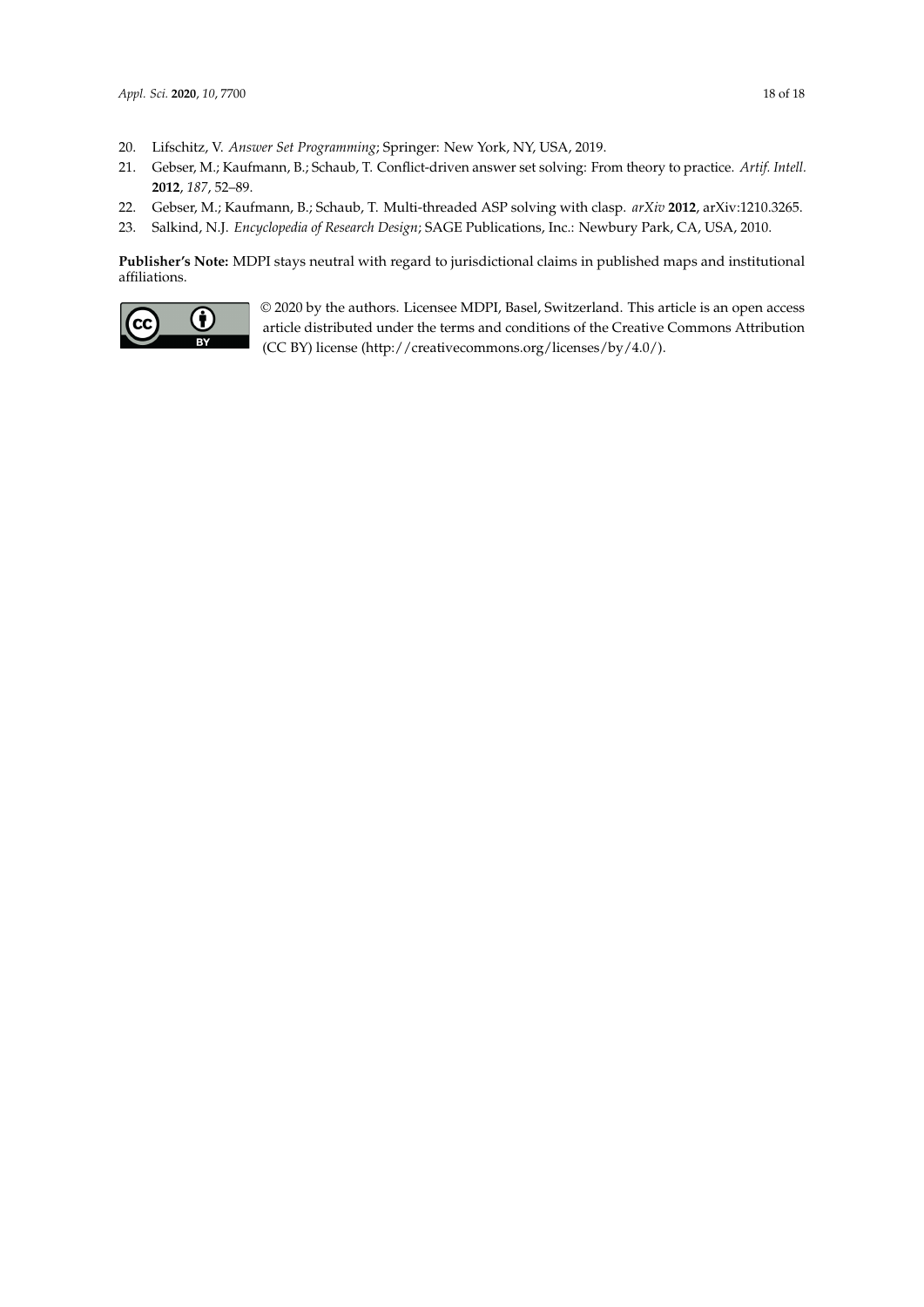20. Lifschitz, V. *Answer Set Programming*; Springer: New York, NY, USA, 2019.
21. Gebser, M.; Kaufmann, B.; Schaub, T. Conflict-driven answer set solving: From theory to practice. *Artif. Intell.* **2012**, *187*, 52–89.
22. Gebser, M.; Kaufmann, B.; Schaub, T. Multi-threaded ASP solving with clasp. *arXiv* **2012**, arXiv:1210.3265.
23. Salkind, N.J. *Encyclopedia of Research Design*; SAGE Publications, Inc.: Newbury Park, CA, USA, 2010.

**Publisher's Note:** MDPI stays neutral with regard to jurisdictional claims in published maps and institutional affiliations.

© 2020 by the authors. Licensee MDPI, Basel, Switzerland. This article is an open access article distributed under the terms and conditions of the Creative Commons Attribution (CC BY) license (http://creativecommons.org/licenses/by/4.0/).